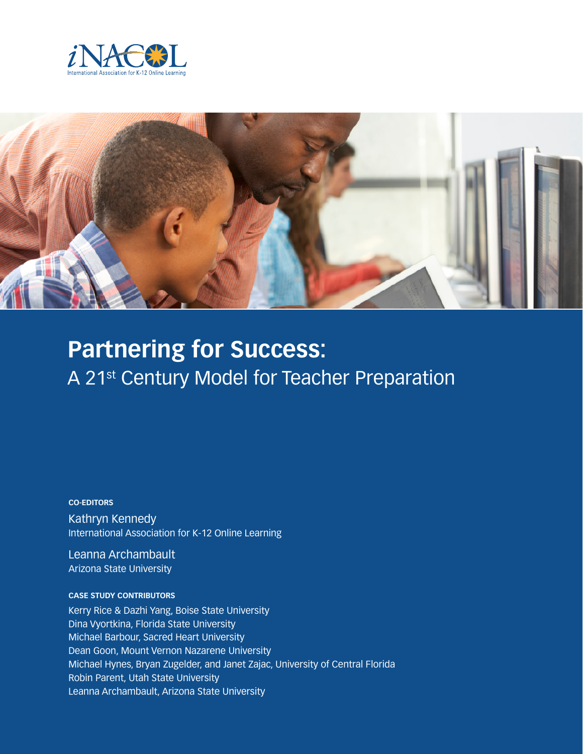iNACOL

International Association for K-12 Online Learning

# Partering for Success:

## A 21st Century Model for Teacher Preparation

**CO-EDITORS**

Kathryn Kennedy
International Association for K-12 Online Learning

Leanna Archambault
Arizona State University

**CASE STUDY CONTRIBUTORS**

Kerry Rice & Dazhi Yang, Boise State University
Dina Vyortkina, Florida State University
Michael Barbour, Sacred Heart University
Dean Goon, Mount Vernon Nazarene University
Michael Hynes, Bryan Zugelder, and Janet Zajac, University of Central Florida
Robin Parent, Utah State University
Leanna Archambault, Arizona State University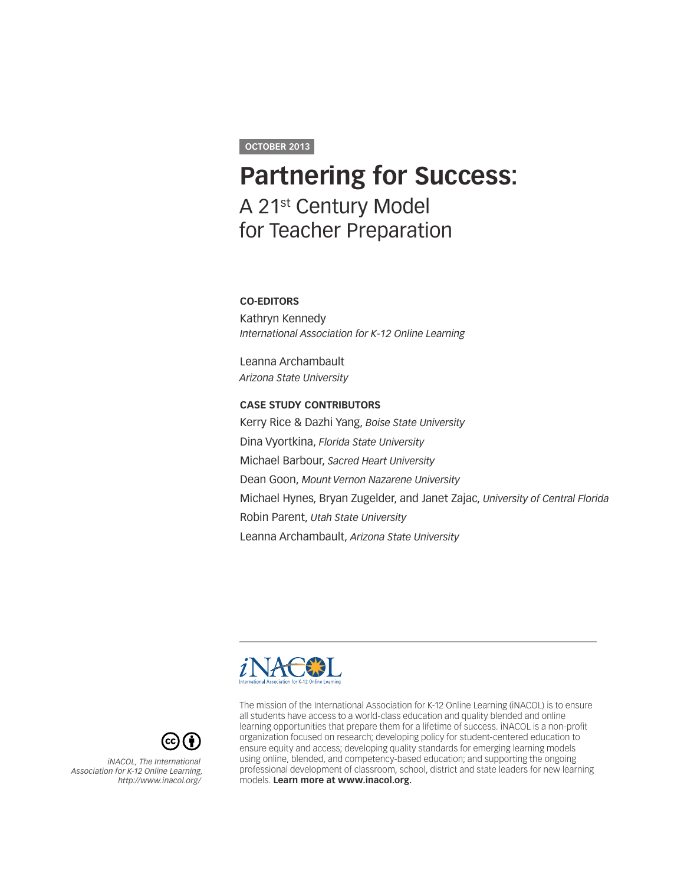OCTOBER 2013

# Partnering for Success:

## A 21st Century Model for Teacher Preparation

**CO-EDITORS**

Kathryn Kennedy
*International Association for K-12 Online Learning*

Leanna Archambault
*Arizona State University*

**CASE STUDY CONTRIBUTORS**

Kerry Rice & Dazhi Yang, *Boise State University*

Dina Vyortkina, *Florida State University*

Michael Barbour, *Sacred Heart University*

Dean Goon, *Mount Vernon Nazarene University*

Michael Hynes, Bryan Zugelder, and Janet Zajac, *University of Central Florida*

Robin Parent, *Utah State University*

Leanna Archambault, *Arizona State University*

iNACOL
International Association for K-12 Online Learning

The mission of the International Association for K-12 Online Learning (iNACOL) is to ensure all students have access to a world-class education and quality blended and online learning opportunities that prepare them for a lifetime of success. iNACOL is a non-profit organization focused on research; developing policy for student-centered education to ensure equity and access; developing quality standards for emerging learning models using online, blended, and competency-based education; and supporting the ongoing professional development of classroom, school, district and state leaders for new learning models. **Learn more at www.inacol.org.**

*iNACOL, The International Association for K-12 Online Learning, http://www.inacol.org/*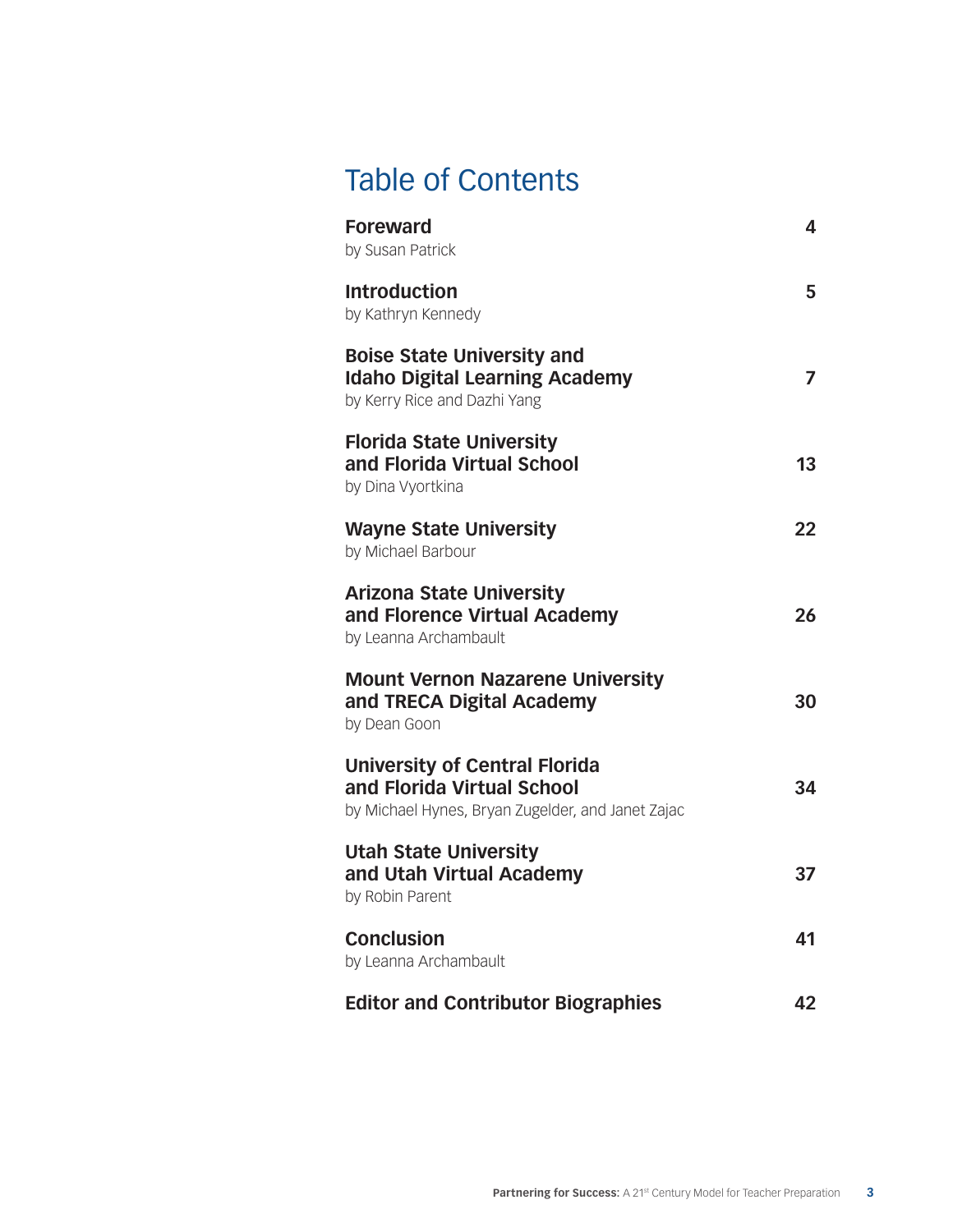# Table of Contents

| | |
|---|---|
| **Foreward**<br>by Susan Patrick | 4 |
| **Introduction**<br>by Kathryn Kennedy | 5 |
| **Boise State University and Idaho Digital Learning Academy**<br>by Kerry Rice and Dazhi Yang | 7 |
| **Florida State University and Florida Virtual School**<br>by Dina Vyortkina | 13 |
| **Wayne State University**<br>by Michael Barbour | 22 |
| **Arizona State University and Florence Virtual Academy**<br>by Leanna Archambault | 26 |
| **Mount Vernon Nazarene University and TRECA Digital Academy**<br>by Dean Goon | 30 |
| **University of Central Florida and Florida Virtual School**<br>by Michael Hynes, Bryan Zugelder, and Janet Zajac | 34 |
| **Utah State University and Utah Virtual Academy**<br>by Robin Parent | 37 |
| **Conclusion**<br>by Leanna Archambault | 41 |
| **Editor and Contributor Biographies** | 42 |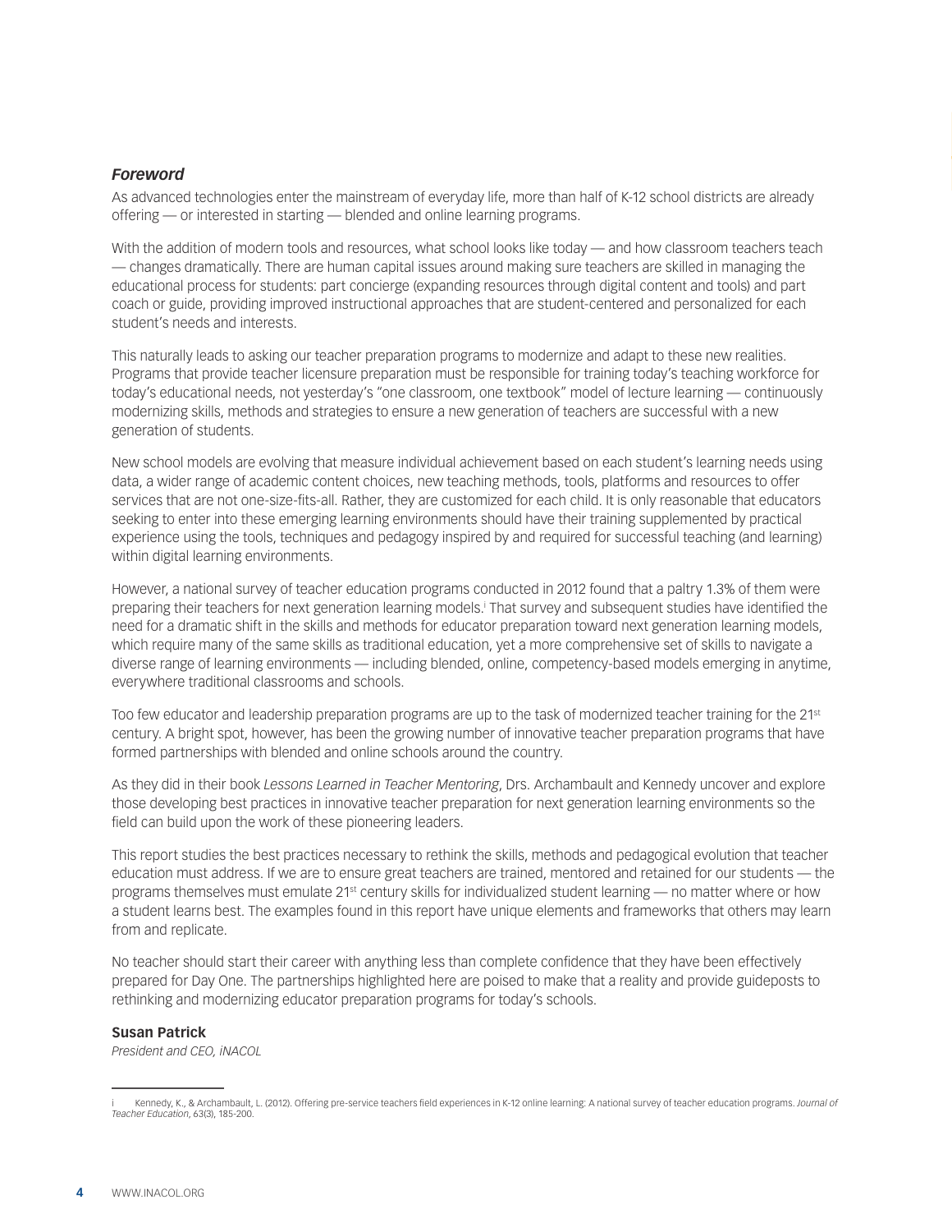## *Foreword*

As advanced technologies enter the mainstream of everyday life, more than half of K-12 school districts are already offering — or interested in starting — blended and online learning programs.

With the addition of modern tools and resources, what school looks like today — and how classroom teachers teach — changes dramatically. There are human capital issues around making sure teachers are skilled in managing the educational process for students: part concierge (expanding resources through digital content and tools) and part coach or guide, providing improved instructional approaches that are student-centered and personalized for each student's needs and interests.

This naturally leads to asking our teacher preparation programs to modernize and adapt to these new realities. Programs that provide teacher licensure preparation must be responsible for training today's teaching workforce for today's educational needs, not yesterday's "one classroom, one textbook" model of lecture learning — continuously modernizing skills, methods and strategies to ensure a new generation of teachers are successful with a new generation of students.

New school models are evolving that measure individual achievement based on each student's learning needs using data, a wider range of academic content choices, new teaching methods, tools, platforms and resources to offer services that are not one-size-fits-all. Rather, they are customized for each child. It is only reasonable that educators seeking to enter into these emerging learning environments should have their training supplemented by practical experience using the tools, techniques and pedagogy inspired by and required for successful teaching (and learning) within digital learning environments.

However, a national survey of teacher education programs conducted in 2012 found that a paltry 1.3% of them were preparing their teachers for next generation learning models.[i] That survey and subsequent studies have identified the need for a dramatic shift in the skills and methods for educator preparation toward next generation learning models, which require many of the same skills as traditional education, yet a more comprehensive set of skills to navigate a diverse range of learning environments — including blended, online, competency-based models emerging in anytime, everywhere traditional classrooms and schools.

Too few educator and leadership preparation programs are up to the task of modernized teacher training for the 21st century. A bright spot, however, has been the growing number of innovative teacher preparation programs that have formed partnerships with blended and online schools around the country.

As they did in their book *Lessons Learned in Teacher Mentoring*, Drs. Archambault and Kennedy uncover and explore those developing best practices in innovative teacher preparation for next generation learning environments so the field can build upon the work of these pioneering leaders.

This report studies the best practices necessary to rethink the skills, methods and pedagogical evolution that teacher education must address. If we are to ensure great teachers are trained, mentored and retained for our students — the programs themselves must emulate 21st century skills for individualized student learning — no matter where or how a student learns best. The examples found in this report have unique elements and frameworks that others may learn from and replicate.

No teacher should start their career with anything less than complete confidence that they have been effectively prepared for Day One. The partnerships highlighted here are poised to make that a reality and provide guideposts to rethinking and modernizing educator preparation programs for today's schools.

**Susan Patrick**
*President and CEO, iNACOL*

---

i Kennedy, K., & Archambault, L. (2012). Offering pre-service teachers field experiences in K-12 online learning: A national survey of teacher education programs. *Journal of Teacher Education*, 63(3), 185-200.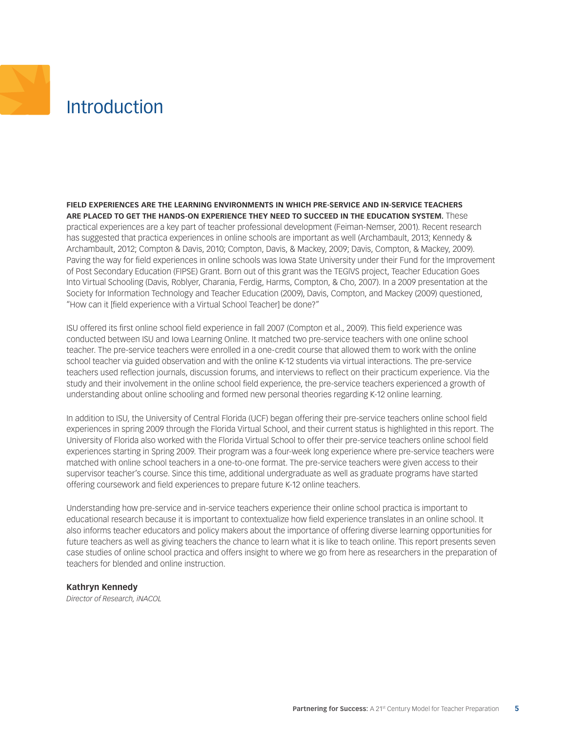# Introduction

**FIELD EXPERIENCES ARE THE LEARNING ENVIRONMENTS IN WHICH PRE-SERVICE AND IN-SERVICE TEACHERS ARE PLACED TO GET THE HANDS-ON EXPERIENCE THEY NEED TO SUCCEED IN THE EDUCATION SYSTEM.** These practical experiences are a key part of teacher professional development (Feiman-Nemser, 2001). Recent research has suggested that practica experiences in online schools are important as well (Archambault, 2013; Kennedy & Archambault, 2012; Compton & Davis, 2010; Compton, Davis, & Mackey, 2009; Davis, Compton, & Mackey, 2009). Paving the way for field experiences in online schools was Iowa State University under their Fund for the Improvement of Post Secondary Education (FIPSE) Grant. Born out of this grant was the TEGIVS project, Teacher Education Goes Into Virtual Schooling (Davis, Roblyer, Charania, Ferdig, Harms, Compton, & Cho, 2007). In a 2009 presentation at the Society for Information Technology and Teacher Education (2009), Davis, Compton, and Mackey (2009) questioned, "How can it [field experience with a Virtual School Teacher] be done?"

ISU offered its first online school field experience in fall 2007 (Compton et al., 2009). This field experience was conducted between ISU and Iowa Learning Online. It matched two pre-service teachers with one online school teacher. The pre-service teachers were enrolled in a one-credit course that allowed them to work with the online school teacher via guided observation and with the online K-12 students via virtual interactions. The pre-service teachers used reflection journals, discussion forums, and interviews to reflect on their practicum experience. Via the study and their involvement in the online school field experience, the pre-service teachers experienced a growth of understanding about online schooling and formed new personal theories regarding K-12 online learning.

In addition to ISU, the University of Central Florida (UCF) began offering their pre-service teachers online school field experiences in spring 2009 through the Florida Virtual School, and their current status is highlighted in this report. The University of Florida also worked with the Florida Virtual School to offer their pre-service teachers online school field experiences starting in Spring 2009. Their program was a four-week long experience where pre-service teachers were matched with online school teachers in a one-to-one format. The pre-service teachers were given access to their supervisor teacher's course. Since this time, additional undergraduate as well as graduate programs have started offering coursework and field experiences to prepare future K-12 online teachers.

Understanding how pre-service and in-service teachers experience their online school practica is important to educational research because it is important to contextualize how field experience translates in an online school. It also informs teacher educators and policy makers about the importance of offering diverse learning opportunities for future teachers as well as giving teachers the chance to learn what it is like to teach online. This report presents seven case studies of online school practica and offers insight to where we go from here as researchers in the preparation of teachers for blended and online instruction.

**Kathryn Kennedy**
*Director of Research, iNACOL*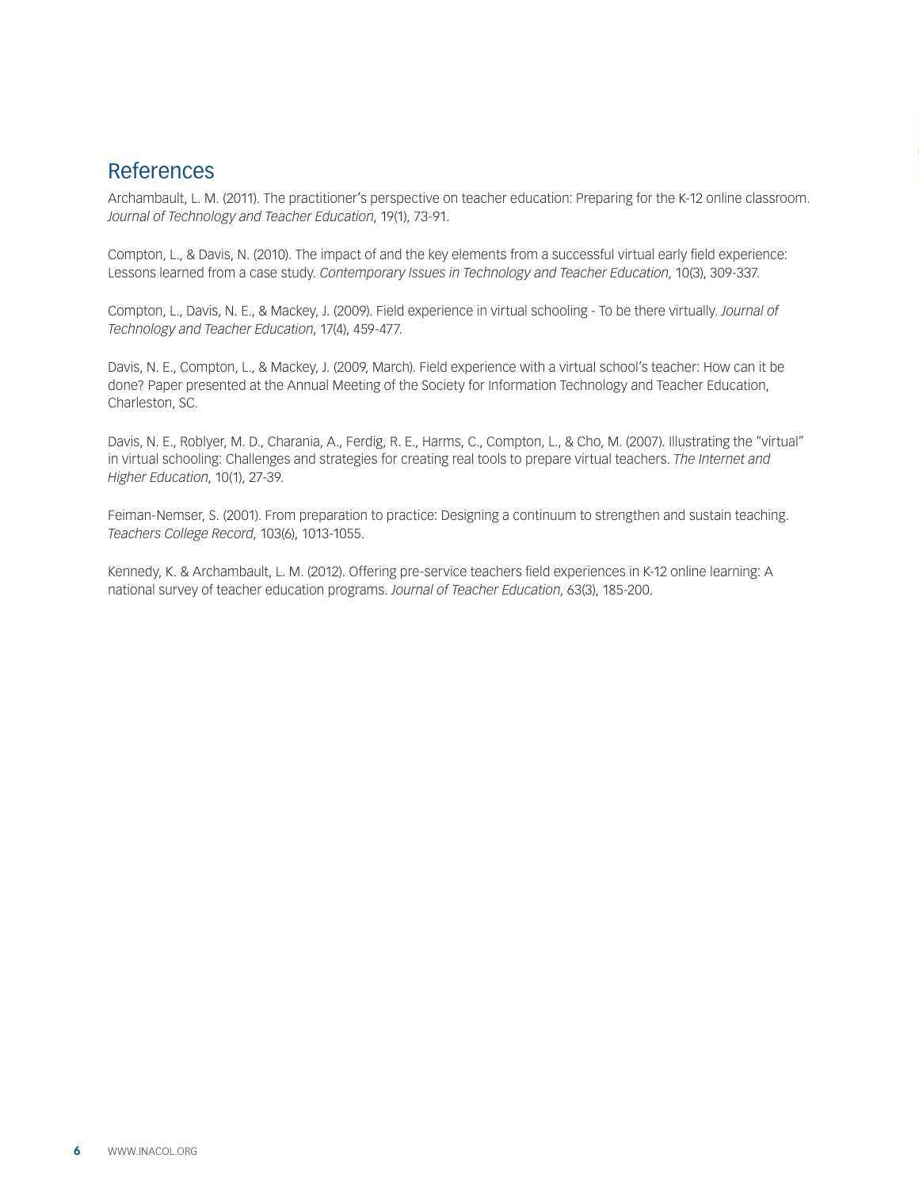## References

Archambault, L. M. (2011). The practitioner's perspective on teacher education: Preparing for the K-12 online classroom. *Journal of Technology and Teacher Education*, 19(1), 73-91.

Compton, L., & Davis, N. (2010). The impact of and the key elements from a successful virtual early field experience: Lessons learned from a case study. *Contemporary Issues in Technology and Teacher Education*, 10(3), 309-337.

Compton, L., Davis, N. E., & Mackey, J. (2009). Field experience in virtual schooling - To be there virtually. *Journal of Technology and Teacher Education*, 17(4), 459-477.

Davis, N. E., Compton, L., & Mackey, J. (2009, March). Field experience with a virtual school's teacher: How can it be done? Paper presented at the Annual Meeting of the Society for Information Technology and Teacher Education, Charleston, SC.

Davis, N. E., Roblyer, M. D., Charania, A., Ferdig, R. E., Harms, C., Compton, L., & Cho, M. (2007). Illustrating the "virtual" in virtual schooling: Challenges and strategies for creating real tools to prepare virtual teachers. *The Internet and Higher Education*, 10(1), 27-39.

Feiman-Nemser, S. (2001). From preparation to practice: Designing a continuum to strengthen and sustain teaching. *Teachers College Record*, 103(6), 1013-1055.

Kennedy, K. & Archambault, L. M. (2012). Offering pre-service teachers field experiences in K-12 online learning: A national survey of teacher education programs. *Journal of Teacher Education*, 63(3), 185-200.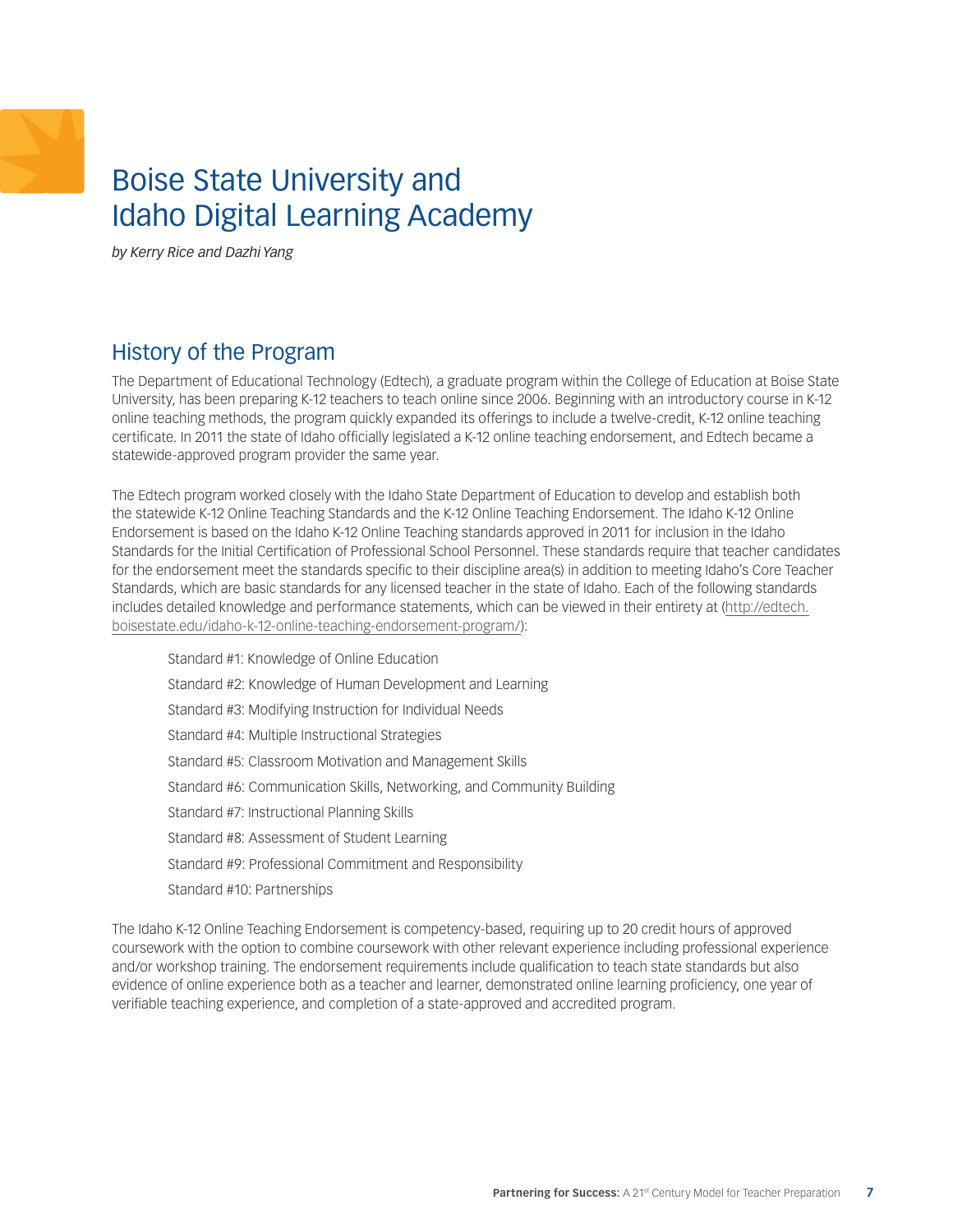# Boise State University and Idaho Digital Learning Academy

*by Kerry Rice and Dazhi Yang*

## History of the Program

The Department of Educational Technology (Edtech), a graduate program within the College of Education at Boise State University, has been preparing K-12 teachers to teach online since 2006. Beginning with an introductory course in K-12 online teaching methods, the program quickly expanded its offerings to include a twelve-credit, K-12 online teaching certificate. In 2011 the state of Idaho officially legislated a K-12 online teaching endorsement, and Edtech became a statewide-approved program provider the same year.

The Edtech program worked closely with the Idaho State Department of Education to develop and establish both the statewide K-12 Online Teaching Standards and the K-12 Online Teaching Endorsement. The Idaho K-12 Online Endorsement is based on the Idaho K-12 Online Teaching standards approved in 2011 for inclusion in the Idaho Standards for the Initial Certification of Professional School Personnel. These standards require that teacher candidates for the endorsement meet the standards specific to their discipline area(s) in addition to meeting Idaho's Core Teacher Standards, which are basic standards for any licensed teacher in the state of Idaho. Each of the following standards includes detailed knowledge and performance statements, which can be viewed in their entirety at (http://edtech.boisestate.edu/idaho-k-12-online-teaching-endorsement-program/):

- Standard #1: Knowledge of Online Education
- Standard #2: Knowledge of Human Development and Learning
- Standard #3: Modifying Instruction for Individual Needs
- Standard #4: Multiple Instructional Strategies
- Standard #5: Classroom Motivation and Management Skills
- Standard #6: Communication Skills, Networking, and Community Building
- Standard #7: Instructional Planning Skills
- Standard #8: Assessment of Student Learning
- Standard #9: Professional Commitment and Responsibility
- Standard #10: Partnerships

The Idaho K-12 Online Teaching Endorsement is competency-based, requiring up to 20 credit hours of approved coursework with the option to combine coursework with other relevant experience including professional experience and/or workshop training. The endorsement requirements include qualification to teach state standards but also evidence of online experience both as a teacher and learner, demonstrated online learning proficiency, one year of verifiable teaching experience, and completion of a state-approved and accredited program.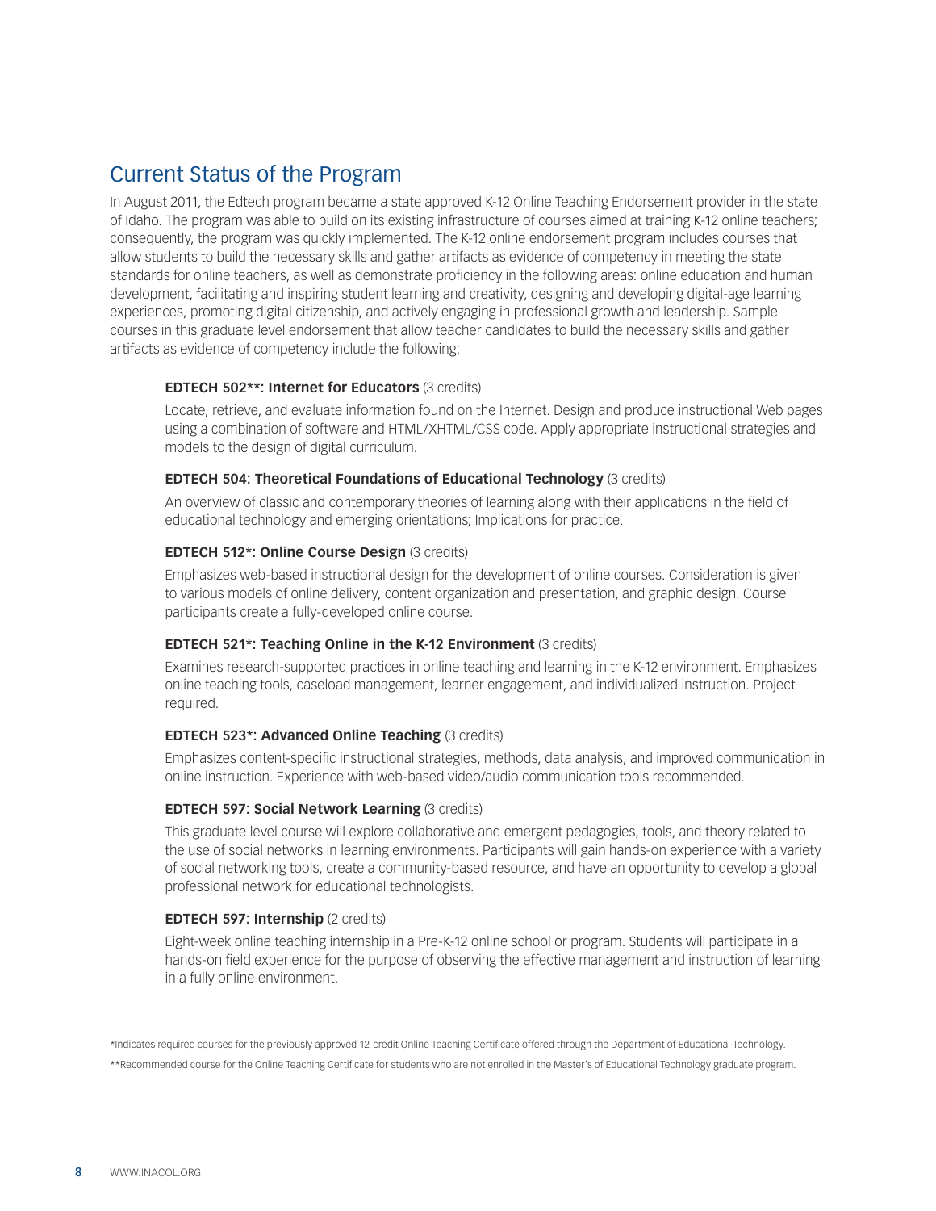## Current Status of the Program

In August 2011, the Edtech program became a state approved K-12 Online Teaching Endorsement provider in the state of Idaho. The program was able to build on its existing infrastructure of courses aimed at training K-12 online teachers; consequently, the program was quickly implemented. The K-12 online endorsement program includes courses that allow students to build the necessary skills and gather artifacts as evidence of competency in meeting the state standards for online teachers, as well as demonstrate proficiency in the following areas: online education and human development, facilitating and inspiring student learning and creativity, designing and developing digital-age learning experiences, promoting digital citizenship, and actively engaging in professional growth and leadership. Sample courses in this graduate level endorsement that allow teacher candidates to build the necessary skills and gather artifacts as evidence of competency include the following:

**EDTECH 502**: Internet for Educators** (3 credits)

Locate, retrieve, and evaluate information found on the Internet. Design and produce instructional Web pages using a combination of software and HTML/XHTML/CSS code. Apply appropriate instructional strategies and models to the design of digital curriculum.

**EDTECH 504: Theoretical Foundations of Educational Technology** (3 credits)

An overview of classic and contemporary theories of learning along with their applications in the field of educational technology and emerging orientations; Implications for practice.

**EDTECH 512*: Online Course Design** (3 credits)

Emphasizes web-based instructional design for the development of online courses. Consideration is given to various models of online delivery, content organization and presentation, and graphic design. Course participants create a fully-developed online course.

**EDTECH 521*: Teaching Online in the K-12 Environment** (3 credits)

Examines research-supported practices in online teaching and learning in the K-12 environment. Emphasizes online teaching tools, caseload management, learner engagement, and individualized instruction. Project required.

**EDTECH 523*: Advanced Online Teaching** (3 credits)

Emphasizes content-specific instructional strategies, methods, data analysis, and improved communication in online instruction. Experience with web-based video/audio communication tools recommended.

**EDTECH 597: Social Network Learning** (3 credits)

This graduate level course will explore collaborative and emergent pedagogies, tools, and theory related to the use of social networks in learning environments. Participants will gain hands-on experience with a variety of social networking tools, create a community-based resource, and have an opportunity to develop a global professional network for educational technologists.

**EDTECH 597: Internship** (2 credits)

Eight-week online teaching internship in a Pre-K-12 online school or program. Students will participate in a hands-on field experience for the purpose of observing the effective management and instruction of learning in a fully online environment.

*Indicates required courses for the previously approved 12-credit Online Teaching Certificate offered through the Department of Educational Technology.

**Recommended course for the Online Teaching Certificate for students who are not enrolled in the Master's of Educational Technology graduate program.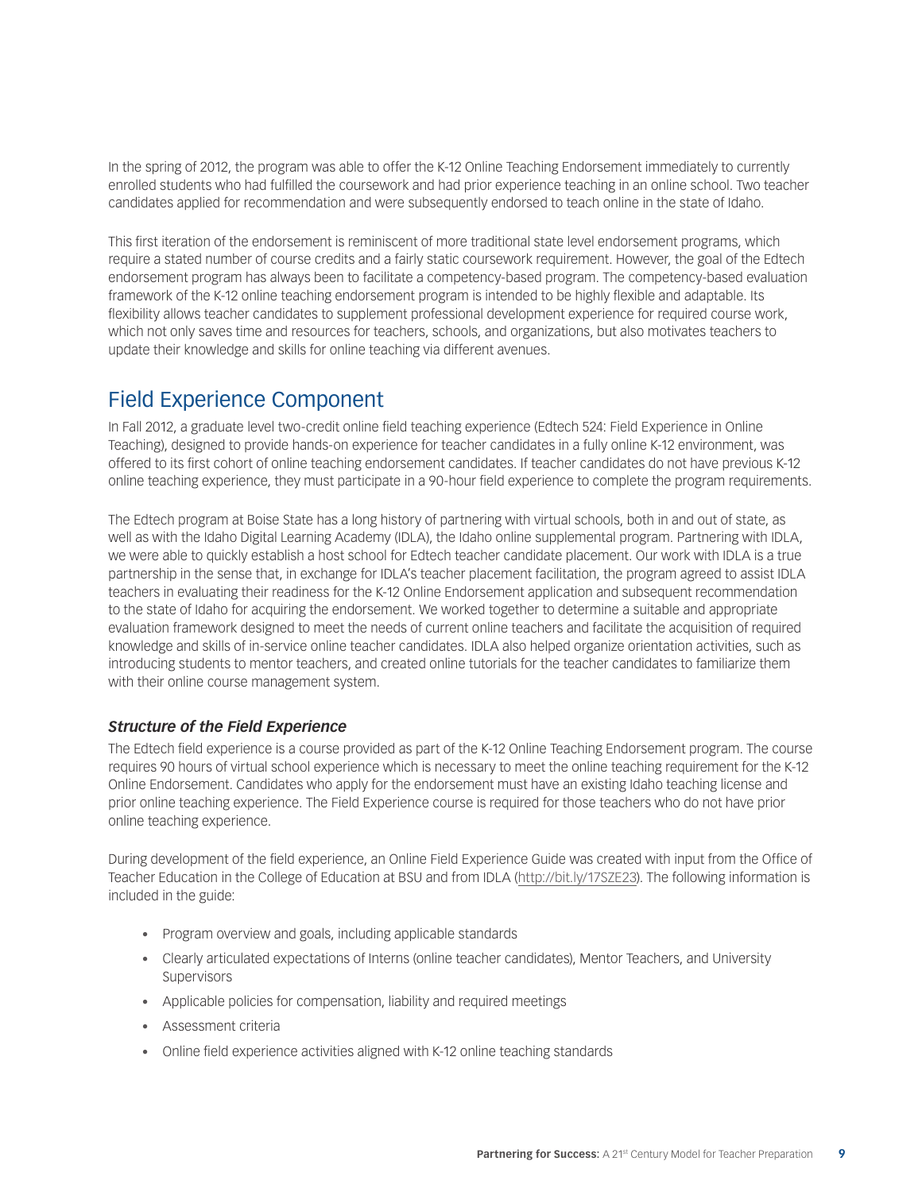In the spring of 2012, the program was able to offer the K-12 Online Teaching Endorsement immediately to currently enrolled students who had fulfilled the coursework and had prior experience teaching in an online school. Two teacher candidates applied for recommendation and were subsequently endorsed to teach online in the state of Idaho.

This first iteration of the endorsement is reminiscent of more traditional state level endorsement programs, which require a stated number of course credits and a fairly static coursework requirement. However, the goal of the Edtech endorsement program has always been to facilitate a competency-based program. The competency-based evaluation framework of the K-12 online teaching endorsement program is intended to be highly flexible and adaptable. Its flexibility allows teacher candidates to supplement professional development experience for required course work, which not only saves time and resources for teachers, schools, and organizations, but also motivates teachers to update their knowledge and skills for online teaching via different avenues.

## Field Experience Component

In Fall 2012, a graduate level two-credit online field teaching experience (Edtech 524: Field Experience in Online Teaching), designed to provide hands-on experience for teacher candidates in a fully online K-12 environment, was offered to its first cohort of online teaching endorsement candidates. If teacher candidates do not have previous K-12 online teaching experience, they must participate in a 90-hour field experience to complete the program requirements.

The Edtech program at Boise State has a long history of partnering with virtual schools, both in and out of state, as well as with the Idaho Digital Learning Academy (IDLA), the Idaho online supplemental program. Partnering with IDLA, we were able to quickly establish a host school for Edtech teacher candidate placement. Our work with IDLA is a true partnership in the sense that, in exchange for IDLA's teacher placement facilitation, the program agreed to assist IDLA teachers in evaluating their readiness for the K-12 Online Endorsement application and subsequent recommendation to the state of Idaho for acquiring the endorsement. We worked together to determine a suitable and appropriate evaluation framework designed to meet the needs of current online teachers and facilitate the acquisition of required knowledge and skills of in-service online teacher candidates. IDLA also helped organize orientation activities, such as introducing students to mentor teachers, and created online tutorials for the teacher candidates to familiarize them with their online course management system.

### *Structure of the Field Experience*

The Edtech field experience is a course provided as part of the K-12 Online Teaching Endorsement program. The course requires 90 hours of virtual school experience which is necessary to meet the online teaching requirement for the K-12 Online Endorsement. Candidates who apply for the endorsement must have an existing Idaho teaching license and prior online teaching experience. The Field Experience course is required for those teachers who do not have prior online teaching experience.

During development of the field experience, an Online Field Experience Guide was created with input from the Office of Teacher Education in the College of Education at BSU and from IDLA (http://bit.ly/17SZE23). The following information is included in the guide:

- Program overview and goals, including applicable standards
- Clearly articulated expectations of Interns (online teacher candidates), Mentor Teachers, and University Supervisors
- Applicable policies for compensation, liability and required meetings
- Assessment criteria
- Online field experience activities aligned with K-12 online teaching standards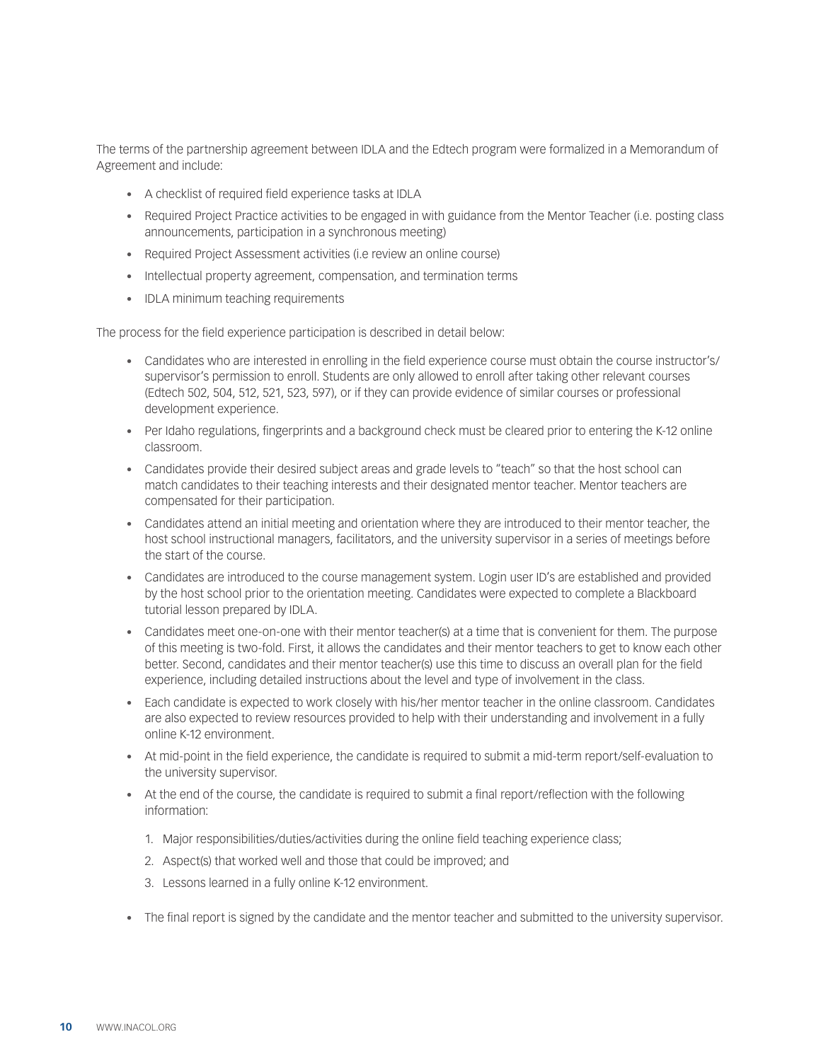The terms of the partnership agreement between IDLA and the Edtech program were formalized in a Memorandum of Agreement and include:

- A checklist of required field experience tasks at IDLA
- Required Project Practice activities to be engaged in with guidance from the Mentor Teacher (i.e. posting class announcements, participation in a synchronous meeting)
- Required Project Assessment activities (i.e review an online course)
- Intellectual property agreement, compensation, and termination terms
- IDLA minimum teaching requirements

The process for the field experience participation is described in detail below:

- Candidates who are interested in enrolling in the field experience course must obtain the course instructor's/supervisor's permission to enroll. Students are only allowed to enroll after taking other relevant courses (Edtech 502, 504, 512, 521, 523, 597), or if they can provide evidence of similar courses or professional development experience.
- Per Idaho regulations, fingerprints and a background check must be cleared prior to entering the K-12 online classroom.
- Candidates provide their desired subject areas and grade levels to "teach" so that the host school can match candidates to their teaching interests and their designated mentor teacher. Mentor teachers are compensated for their participation.
- Candidates attend an initial meeting and orientation where they are introduced to their mentor teacher, the host school instructional managers, facilitators, and the university supervisor in a series of meetings before the start of the course.
- Candidates are introduced to the course management system. Login user ID's are established and provided by the host school prior to the orientation meeting. Candidates were expected to complete a Blackboard tutorial lesson prepared by IDLA.
- Candidates meet one-on-one with their mentor teacher(s) at a time that is convenient for them. The purpose of this meeting is two-fold. First, it allows the candidates and their mentor teachers to get to know each other better. Second, candidates and their mentor teacher(s) use this time to discuss an overall plan for the field experience, including detailed instructions about the level and type of involvement in the class.
- Each candidate is expected to work closely with his/her mentor teacher in the online classroom. Candidates are also expected to review resources provided to help with their understanding and involvement in a fully online K-12 environment.
- At mid-point in the field experience, the candidate is required to submit a mid-term report/self-evaluation to the university supervisor.
- At the end of the course, the candidate is required to submit a final report/reflection with the following information:

  1. Major responsibilities/duties/activities during the online field teaching experience class;
  2. Aspect(s) that worked well and those that could be improved; and
  3. Lessons learned in a fully online K-12 environment.

- The final report is signed by the candidate and the mentor teacher and submitted to the university supervisor.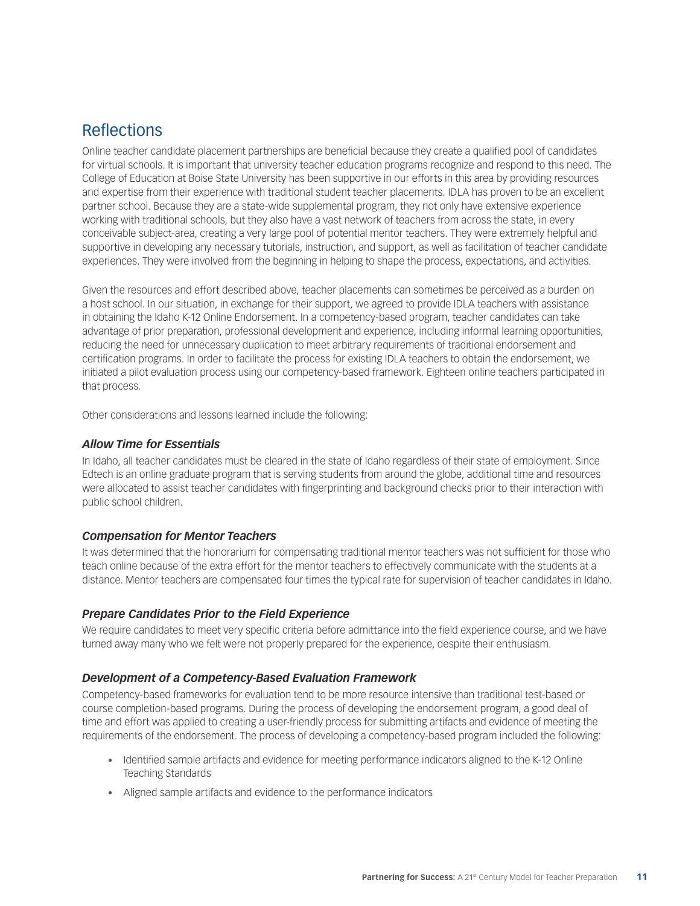## Reflections

Online teacher candidate placement partnerships are beneficial because they create a qualified pool of candidates for virtual schools. It is important that university teacher education programs recognize and respond to this need. The College of Education at Boise State University has been supportive in our efforts in this area by providing resources and expertise from their experience with traditional student teacher placements. IDLA has proven to be an excellent partner school. Because they are a state-wide supplemental program, they not only have extensive experience working with traditional schools, but they also have a vast network of teachers from across the state, in every conceivable subject-area, creating a very large pool of potential mentor teachers. They were extremely helpful and supportive in developing any necessary tutorials, instruction, and support, as well as facilitation of teacher candidate experiences. They were involved from the beginning in helping to shape the process, expectations, and activities.

Given the resources and effort described above, teacher placements can sometimes be perceived as a burden on a host school. In our situation, in exchange for their support, we agreed to provide IDLA teachers with assistance in obtaining the Idaho K-12 Online Endorsement. In a competency-based program, teacher candidates can take advantage of prior preparation, professional development and experience, including informal learning opportunities, reducing the need for unnecessary duplication to meet arbitrary requirements of traditional endorsement and certification programs. In order to facilitate the process for existing IDLA teachers to obtain the endorsement, we initiated a pilot evaluation process using our competency-based framework. Eighteen online teachers participated in that process.

Other considerations and lessons learned include the following:

### *Allow Time for Essentials*

In Idaho, all teacher candidates must be cleared in the state of Idaho regardless of their state of employment. Since Edtech is an online graduate program that is serving students from around the globe, additional time and resources were allocated to assist teacher candidates with fingerprinting and background checks prior to their interaction with public school children.

### *Compensation for Mentor Teachers*

It was determined that the honorarium for compensating traditional mentor teachers was not sufficient for those who teach online because of the extra effort for the mentor teachers to effectively communicate with the students at a distance. Mentor teachers are compensated four times the typical rate for supervision of teacher candidates in Idaho.

### *Prepare Candidates Prior to the Field Experience*

We require candidates to meet very specific criteria before admittance into the field experience course, and we have turned away many who we felt were not properly prepared for the experience, despite their enthusiasm.

### *Development of a Competency-Based Evaluation Framework*

Competency-based frameworks for evaluation tend to be more resource intensive than traditional test-based or course completion-based programs. During the process of developing the endorsement program, a good deal of time and effort was applied to creating a user-friendly process for submitting artifacts and evidence of meeting the requirements of the endorsement. The process of developing a competency-based program included the following:

- Identified sample artifacts and evidence for meeting performance indicators aligned to the K-12 Online Teaching Standards
- Aligned sample artifacts and evidence to the performance indicators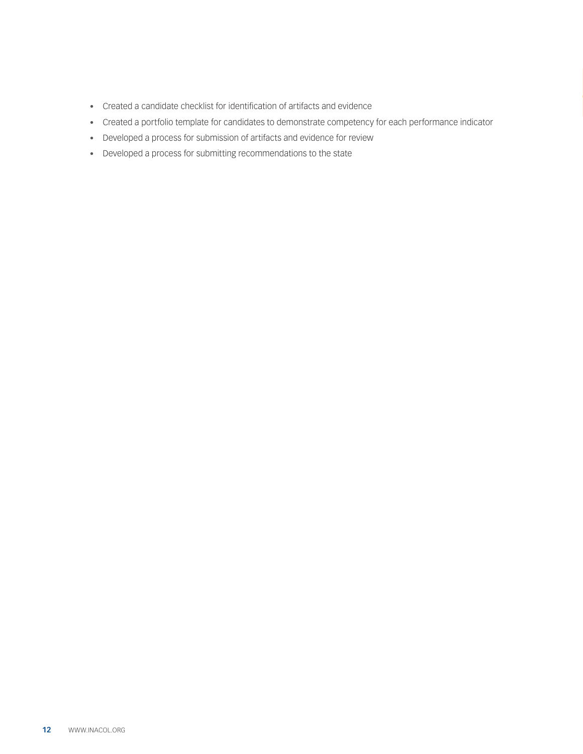- Created a candidate checklist for identification of artifacts and evidence
- Created a portfolio template for candidates to demonstrate competency for each performance indicator
- Developed a process for submission of artifacts and evidence for review
- Developed a process for submitting recommendations to the state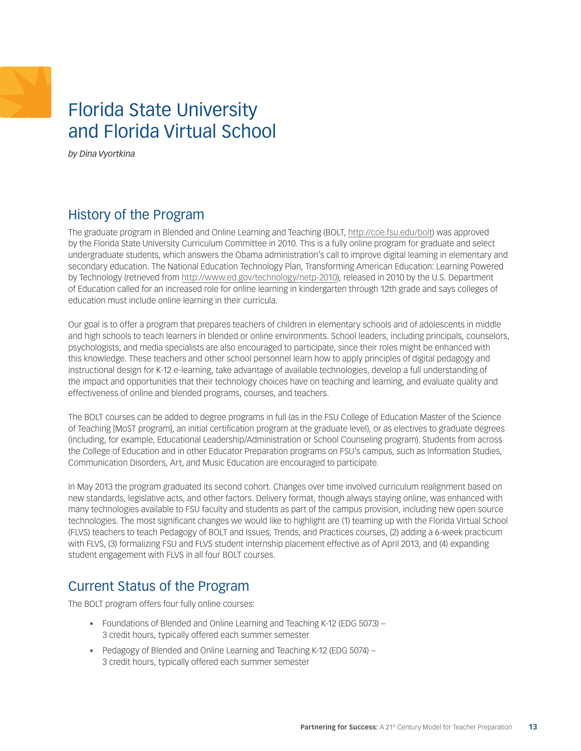# Florida State University and Florida Virtual School

*by Dina Vyortkina*

## History of the Program

The graduate program in Blended and Online Learning and Teaching (BOLT, http://coe.fsu.edu/bolt) was approved by the Florida State University Curriculum Committee in 2010. This is a fully online program for graduate and select undergraduate students, which answers the Obama administration's call to improve digital learning in elementary and secondary education. The National Education Technology Plan, Transforming American Education: Learning Powered by Technology (retrieved from http://www.ed.gov/technology/netp-2010), released in 2010 by the U.S. Department of Education called for an increased role for online learning in kindergarten through 12th grade and says colleges of education must include online learning in their curricula.

Our goal is to offer a program that prepares teachers of children in elementary schools and of adolescents in middle and high schools to teach learners in blended or online environments. School leaders, including principals, counselors, psychologists, and media specialists are also encouraged to participate, since their roles might be enhanced with this knowledge. These teachers and other school personnel learn how to apply principles of digital pedagogy and instructional design for K-12 e-learning, take advantage of available technologies, develop a full understanding of the impact and opportunities that their technology choices have on teaching and learning, and evaluate quality and effectiveness of online and blended programs, courses, and teachers.

The BOLT courses can be added to degree programs in full (as in the FSU College of Education Master of the Science of Teaching [MoST program], an initial certification program at the graduate level), or as electives to graduate degrees (including, for example, Educational Leadership/Administration or School Counseling program). Students from across the College of Education and in other Educator Preparation programs on FSU's campus, such as Information Studies, Communication Disorders, Art, and Music Education are encouraged to participate.

In May 2013 the program graduated its second cohort. Changes over time involved curriculum realignment based on new standards, legislative acts, and other factors. Delivery format, though always staying online, was enhanced with many technologies available to FSU faculty and students as part of the campus provision, including new open source technologies. The most significant changes we would like to highlight are (1) teaming up with the Florida Virtual School (FLVS) teachers to teach Pedagogy of BOLT and Issues, Trends, and Practices courses, (2) adding a 6-week practicum with FLVS, (3) formalizing FSU and FLVS student internship placement effective as of April 2013, and (4) expanding student engagement with FLVS in all four BOLT courses.

## Current Status of the Program

The BOLT program offers four fully online courses:

- Foundations of Blended and Online Learning and Teaching K-12 (EDG 5073) – 3 credit hours, typically offered each summer semester
- Pedagogy of Blended and Online Learning and Teaching K-12 (EDG 5074) – 3 credit hours, typically offered each summer semester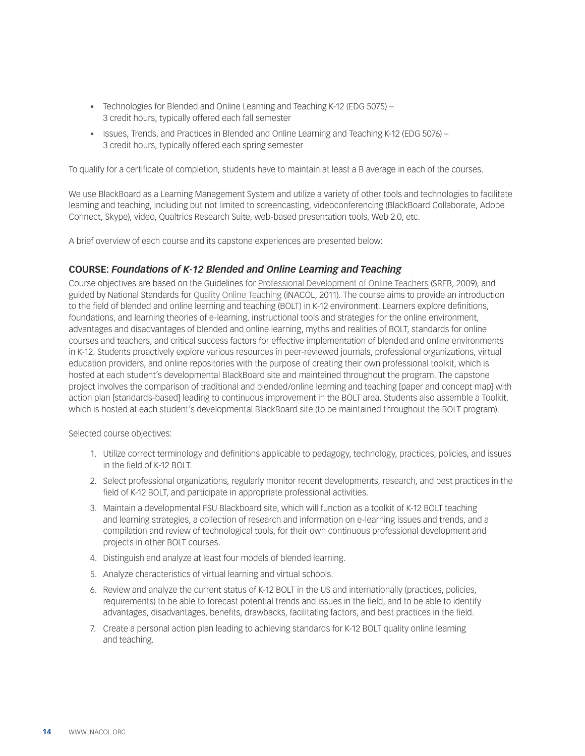- Technologies for Blended and Online Learning and Teaching K-12 (EDG 5075) – 3 credit hours, typically offered each fall semester
- Issues, Trends, and Practices in Blended and Online Learning and Teaching K-12 (EDG 5076) – 3 credit hours, typically offered each spring semester

To qualify for a certificate of completion, students have to maintain at least a B average in each of the courses.

We use BlackBoard as a Learning Management System and utilize a variety of other tools and technologies to facilitate learning and teaching, including but not limited to screencasting, videoconferencing (BlackBoard Collaborate, Adobe Connect, Skype), video, Qualtrics Research Suite, web-based presentation tools, Web 2.0, etc.

A brief overview of each course and its capstone experiences are presented below:

### COURSE: *Foundations of K-12 Blended and Online Learning and Teaching*

Course objectives are based on the Guidelines for Professional Development of Online Teachers (SREB, 2009), and guided by National Standards for Quality Online Teaching (iNACOL, 2011). The course aims to provide an introduction to the field of blended and online learning and teaching (BOLT) in K-12 environment. Learners explore definitions, foundations, and learning theories of e-learning, instructional tools and strategies for the online environment, advantages and disadvantages of blended and online learning, myths and realities of BOLT, standards for online courses and teachers, and critical success factors for effective implementation of blended and online environments in K-12. Students proactively explore various resources in peer-reviewed journals, professional organizations, virtual education providers, and online repositories with the purpose of creating their own professional toolkit, which is hosted at each student's developmental BlackBoard site and maintained throughout the program. The capstone project involves the comparison of traditional and blended/online learning and teaching [paper and concept map] with action plan [standards-based] leading to continuous improvement in the BOLT area. Students also assemble a Toolkit, which is hosted at each student's developmental BlackBoard site (to be maintained throughout the BOLT program).

Selected course objectives:

1. Utilize correct terminology and definitions applicable to pedagogy, technology, practices, policies, and issues in the field of K-12 BOLT.
2. Select professional organizations, regularly monitor recent developments, research, and best practices in the field of K-12 BOLT, and participate in appropriate professional activities.
3. Maintain a developmental FSU Blackboard site, which will function as a toolkit of K-12 BOLT teaching and learning strategies, a collection of research and information on e-learning issues and trends, and a compilation and review of technological tools, for their own continuous professional development and projects in other BOLT courses.
4. Distinguish and analyze at least four models of blended learning.
5. Analyze characteristics of virtual learning and virtual schools.
6. Review and analyze the current status of K-12 BOLT in the US and internationally (practices, policies, requirements) to be able to forecast potential trends and issues in the field, and to be able to identify advantages, disadvantages, benefits, drawbacks, facilitating factors, and best practices in the field.
7. Create a personal action plan leading to achieving standards for K-12 BOLT quality online learning and teaching.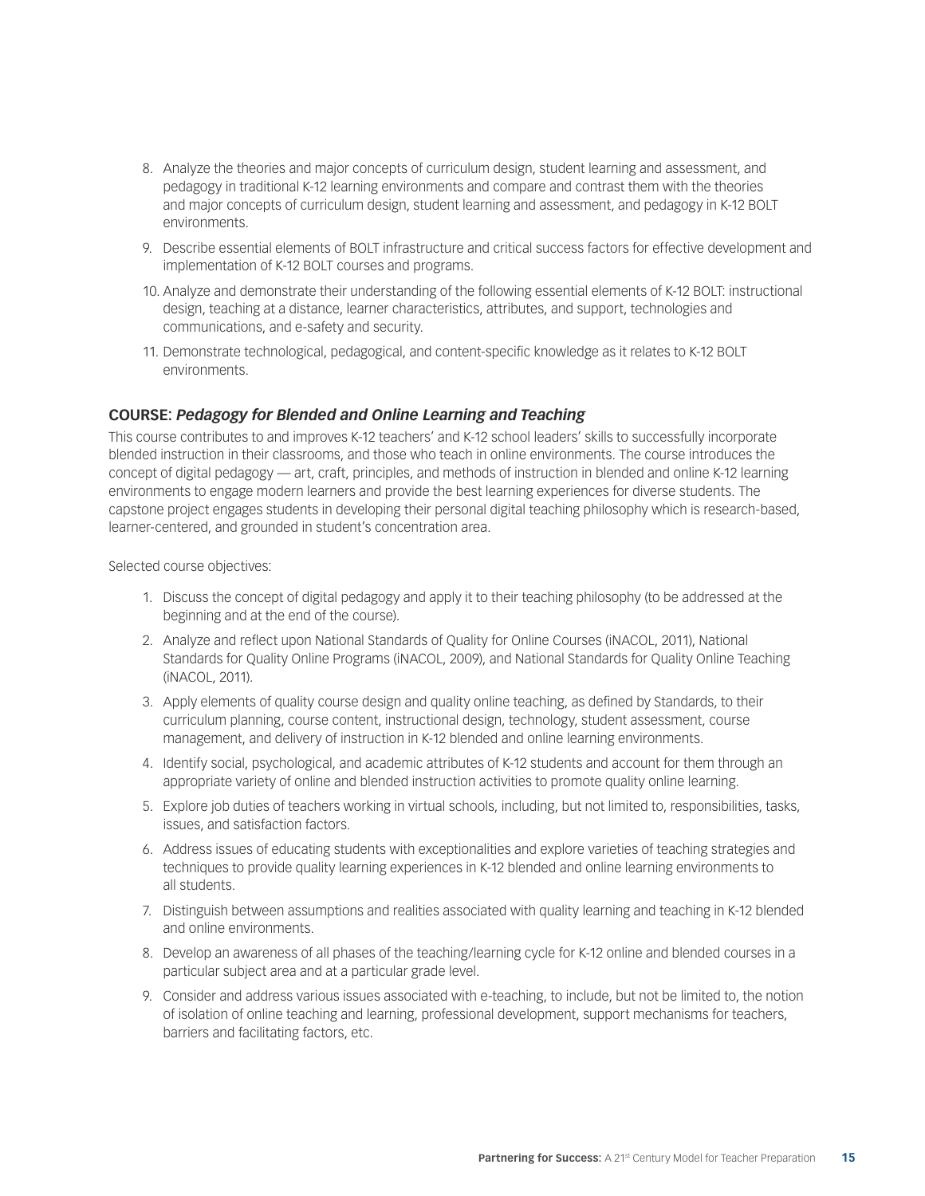8. Analyze the theories and major concepts of curriculum design, student learning and assessment, and pedagogy in traditional K-12 learning environments and compare and contrast them with the theories and major concepts of curriculum design, student learning and assessment, and pedagogy in K-12 BOLT environments.
9. Describe essential elements of BOLT infrastructure and critical success factors for effective development and implementation of K-12 BOLT courses and programs.
10. Analyze and demonstrate their understanding of the following essential elements of K-12 BOLT: instructional design, teaching at a distance, learner characteristics, attributes, and support, technologies and communications, and e-safety and security.
11. Demonstrate technological, pedagogical, and content-specific knowledge as it relates to K-12 BOLT environments.

### COURSE: *Pedagogy for Blended and Online Learning and Teaching*

This course contributes to and improves K-12 teachers' and K-12 school leaders' skills to successfully incorporate blended instruction in their classrooms, and those who teach in online environments. The course introduces the concept of digital pedagogy — art, craft, principles, and methods of instruction in blended and online K-12 learning environments to engage modern learners and provide the best learning experiences for diverse students. The capstone project engages students in developing their personal digital teaching philosophy which is research-based, learner-centered, and grounded in student's concentration area.

Selected course objectives:

1. Discuss the concept of digital pedagogy and apply it to their teaching philosophy (to be addressed at the beginning and at the end of the course).
2. Analyze and reflect upon National Standards of Quality for Online Courses (iNACOL, 2011), National Standards for Quality Online Programs (iNACOL, 2009), and National Standards for Quality Online Teaching (iNACOL, 2011).
3. Apply elements of quality course design and quality online teaching, as defined by Standards, to their curriculum planning, course content, instructional design, technology, student assessment, course management, and delivery of instruction in K-12 blended and online learning environments.
4. Identify social, psychological, and academic attributes of K-12 students and account for them through an appropriate variety of online and blended instruction activities to promote quality online learning.
5. Explore job duties of teachers working in virtual schools, including, but not limited to, responsibilities, tasks, issues, and satisfaction factors.
6. Address issues of educating students with exceptionalities and explore varieties of teaching strategies and techniques to provide quality learning experiences in K-12 blended and online learning environments to all students.
7. Distinguish between assumptions and realities associated with quality learning and teaching in K-12 blended and online environments.
8. Develop an awareness of all phases of the teaching/learning cycle for K-12 online and blended courses in a particular subject area and at a particular grade level.
9. Consider and address various issues associated with e-teaching, to include, but not be limited to, the notion of isolation of online teaching and learning, professional development, support mechanisms for teachers, barriers and facilitating factors, etc.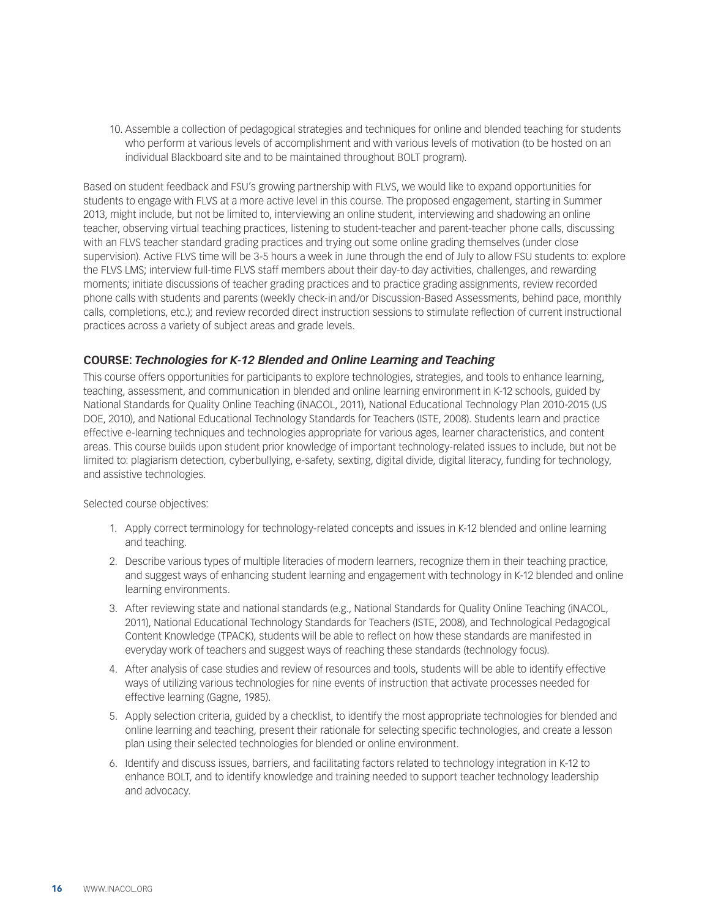10. Assemble a collection of pedagogical strategies and techniques for online and blended teaching for students who perform at various levels of accomplishment and with various levels of motivation (to be hosted on an individual Blackboard site and to be maintained throughout BOLT program).

Based on student feedback and FSU's growing partnership with FLVS, we would like to expand opportunities for students to engage with FLVS at a more active level in this course. The proposed engagement, starting in Summer 2013, might include, but not be limited to, interviewing an online student, interviewing and shadowing an online teacher, observing virtual teaching practices, listening to student-teacher and parent-teacher phone calls, discussing with an FLVS teacher standard grading practices and trying out some online grading themselves (under close supervision). Active FLVS time will be 3-5 hours a week in June through the end of July to allow FSU students to: explore the FLVS LMS; interview full-time FLVS staff members about their day-to day activities, challenges, and rewarding moments; initiate discussions of teacher grading practices and to practice grading assignments, review recorded phone calls with students and parents (weekly check-in and/or Discussion-Based Assessments, behind pace, monthly calls, completions, etc.); and review recorded direct instruction sessions to stimulate reflection of current instructional practices across a variety of subject areas and grade levels.

### COURSE: *Technologies for K-12 Blended and Online Learning and Teaching*

This course offers opportunities for participants to explore technologies, strategies, and tools to enhance learning, teaching, assessment, and communication in blended and online learning environment in K-12 schools, guided by National Standards for Quality Online Teaching (iNACOL, 2011), National Educational Technology Plan 2010-2015 (US DOE, 2010), and National Educational Technology Standards for Teachers (ISTE, 2008). Students learn and practice effective e-learning techniques and technologies appropriate for various ages, learner characteristics, and content areas. This course builds upon student prior knowledge of important technology-related issues to include, but not be limited to: plagiarism detection, cyberbullying, e-safety, sexting, digital divide, digital literacy, funding for technology, and assistive technologies.

Selected course objectives:

1. Apply correct terminology for technology-related concepts and issues in K-12 blended and online learning and teaching.
2. Describe various types of multiple literacies of modern learners, recognize them in their teaching practice, and suggest ways of enhancing student learning and engagement with technology in K-12 blended and online learning environments.
3. After reviewing state and national standards (e.g., National Standards for Quality Online Teaching (iNACOL, 2011), National Educational Technology Standards for Teachers (ISTE, 2008), and Technological Pedagogical Content Knowledge (TPACK), students will be able to reflect on how these standards are manifested in everyday work of teachers and suggest ways of reaching these standards (technology focus).
4. After analysis of case studies and review of resources and tools, students will be able to identify effective ways of utilizing various technologies for nine events of instruction that activate processes needed for effective learning (Gagne, 1985).
5. Apply selection criteria, guided by a checklist, to identify the most appropriate technologies for blended and online learning and teaching, present their rationale for selecting specific technologies, and create a lesson plan using their selected technologies for blended or online environment.
6. Identify and discuss issues, barriers, and facilitating factors related to technology integration in K-12 to enhance BOLT, and to identify knowledge and training needed to support teacher technology leadership and advocacy.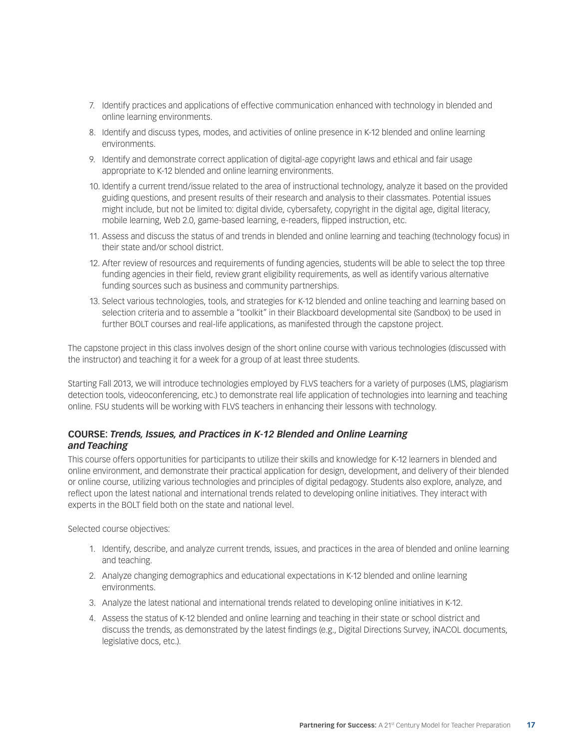7. Identify practices and applications of effective communication enhanced with technology in blended and online learning environments.
8. Identify and discuss types, modes, and activities of online presence in K-12 blended and online learning environments.
9. Identify and demonstrate correct application of digital-age copyright laws and ethical and fair usage appropriate to K-12 blended and online learning environments.
10. Identify a current trend/issue related to the area of instructional technology, analyze it based on the provided guiding questions, and present results of their research and analysis to their classmates. Potential issues might include, but not be limited to: digital divide, cybersafety, copyright in the digital age, digital literacy, mobile learning, Web 2.0, game-based learning, e-readers, flipped instruction, etc.
11. Assess and discuss the status of and trends in blended and online learning and teaching (technology focus) in their state and/or school district.
12. After review of resources and requirements of funding agencies, students will be able to select the top three funding agencies in their field, review grant eligibility requirements, as well as identify various alternative funding sources such as business and community partnerships.
13. Select various technologies, tools, and strategies for K-12 blended and online teaching and learning based on selection criteria and to assemble a "toolkit" in their Blackboard developmental site (Sandbox) to be used in further BOLT courses and real-life applications, as manifested through the capstone project.

The capstone project in this class involves design of the short online course with various technologies (discussed with the instructor) and teaching it for a week for a group of at least three students.

Starting Fall 2013, we will introduce technologies employed by FLVS teachers for a variety of purposes (LMS, plagiarism detection tools, videoconferencing, etc.) to demonstrate real life application of technologies into learning and teaching online. FSU students will be working with FLVS teachers in enhancing their lessons with technology.

### COURSE: *Trends, Issues, and Practices in K-12 Blended and Online Learning and Teaching*

This course offers opportunities for participants to utilize their skills and knowledge for K-12 learners in blended and online environment, and demonstrate their practical application for design, development, and delivery of their blended or online course, utilizing various technologies and principles of digital pedagogy. Students also explore, analyze, and reflect upon the latest national and international trends related to developing online initiatives. They interact with experts in the BOLT field both on the state and national level.

Selected course objectives:

1. Identify, describe, and analyze current trends, issues, and practices in the area of blended and online learning and teaching.
2. Analyze changing demographics and educational expectations in K-12 blended and online learning environments.
3. Analyze the latest national and international trends related to developing online initiatives in K-12.
4. Assess the status of K-12 blended and online learning and teaching in their state or school district and discuss the trends, as demonstrated by the latest findings (e.g., Digital Directions Survey, iNACOL documents, legislative docs, etc.).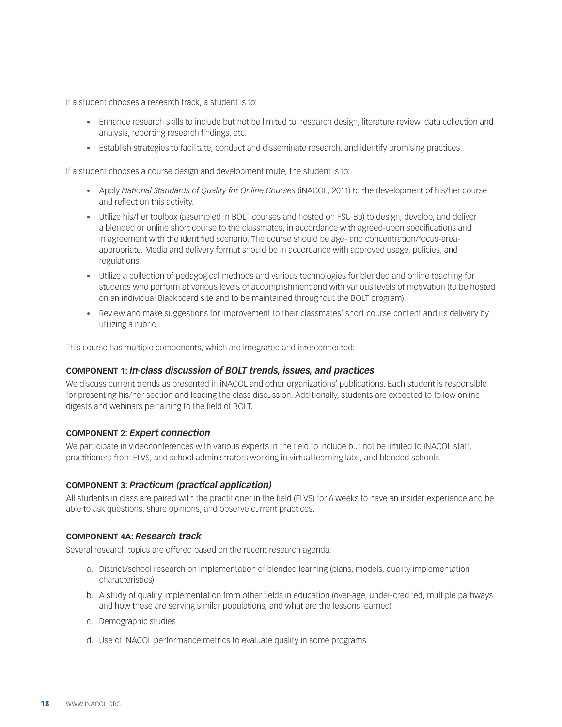If a student chooses a research track, a student is to:

- Enhance research skills to include but not be limited to: research design, literature review, data collection and analysis, reporting research findings, etc.
- Establish strategies to facilitate, conduct and disseminate research, and identify promising practices.

If a student chooses a course design and development route, the student is to:

- Apply *National Standards of Quality for Online Courses* (iNACOL, 2011) to the development of his/her course and reflect on this activity.
- Utilize his/her toolbox (assembled in BOLT courses and hosted on FSU Bb) to design, develop, and deliver a blended or online short course to the classmates, in accordance with agreed-upon specifications and in agreement with the identified scenario. The course should be age- and concentration/focus-area-appropriate. Media and delivery format should be in accordance with approved usage, policies, and regulations.
- Utilize a collection of pedagogical methods and various technologies for blended and online teaching for students who perform at various levels of accomplishment and with various levels of motivation (to be hosted on an individual Blackboard site and to be maintained throughout the BOLT program).
- Review and make suggestions for improvement to their classmates' short course content and its delivery by utilizing a rubric.

This course has multiple components, which are integrated and interconnected:

#### COMPONENT 1: *In-class discussion of BOLT trends, issues, and practices*

We discuss current trends as presented in iNACOL and other organizations' publications. Each student is responsible for presenting his/her section and leading the class discussion. Additionally, students are expected to follow online digests and webinars pertaining to the field of BOLT.

#### COMPONENT 2: *Expert connection*

We participate in videoconferences with various experts in the field to include but not be limited to iNACOL staff, practitioners from FLVS, and school administrators working in virtual learning labs, and blended schools.

#### COMPONENT 3: *Practicum (practical application)*

All students in class are paired with the practitioner in the field (FLVS) for 6 weeks to have an insider experience and be able to ask questions, share opinions, and observe current practices.

#### COMPONENT 4A: *Research track*

Several research topics are offered based on the recent research agenda:

a. District/school research on implementation of blended learning (plans, models, quality implementation characteristics)
b. A study of quality implementation from other fields in education (over-age, under-credited, multiple pathways and how these are serving similar populations, and what are the lessons learned)
c. Demographic studies
d. Use of iNACOL performance metrics to evaluate quality in some programs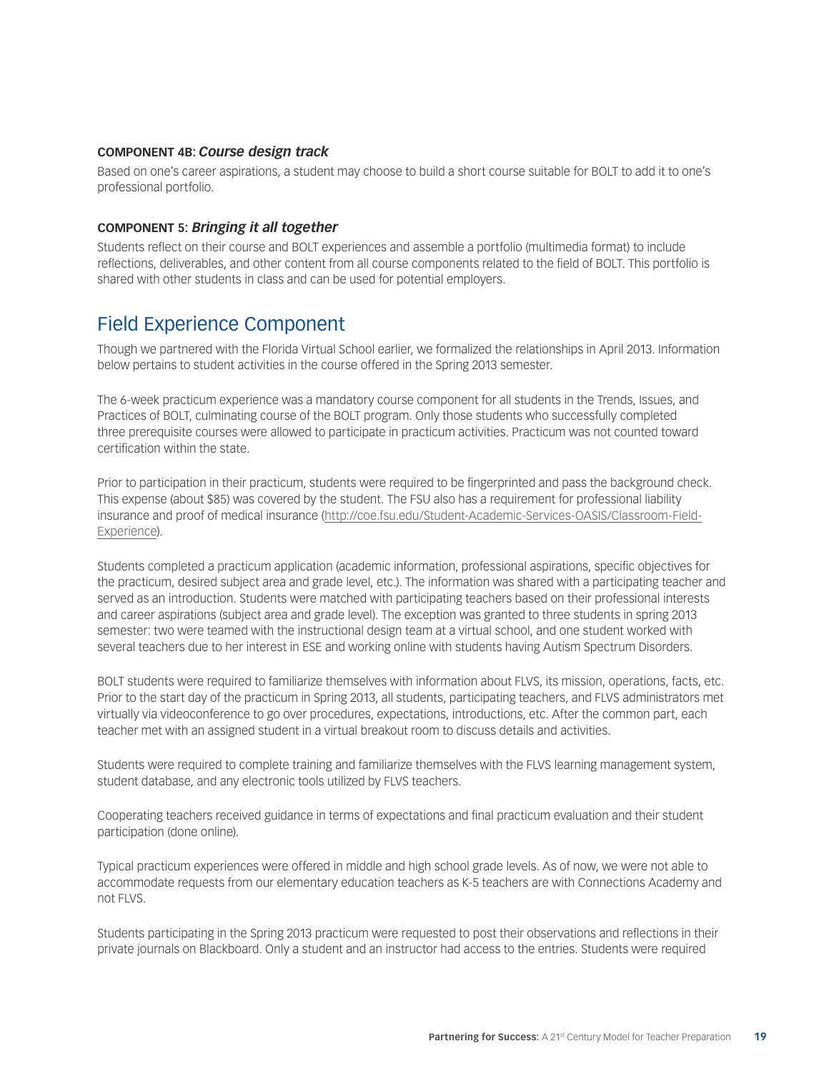**COMPONENT 4B:** ***Course design track***

Based on one's career aspirations, a student may choose to build a short course suitable for BOLT to add it to one's professional portfolio.

**COMPONENT 5:** ***Bringing it all together***

Students reflect on their course and BOLT experiences and assemble a portfolio (multimedia format) to include reflections, deliverables, and other content from all course components related to the field of BOLT. This portfolio is shared with other students in class and can be used for potential employers.

## Field Experience Component

Though we partnered with the Florida Virtual School earlier, we formalized the relationships in April 2013. Information below pertains to student activities in the course offered in the Spring 2013 semester.

The 6-week practicum experience was a mandatory course component for all students in the Trends, Issues, and Practices of BOLT, culminating course of the BOLT program. Only those students who successfully completed three prerequisite courses were allowed to participate in practicum activities. Practicum was not counted toward certification within the state.

Prior to participation in their practicum, students were required to be fingerprinted and pass the background check. This expense (about $85) was covered by the student. The FSU also has a requirement for professional liability insurance and proof of medical insurance (http://coe.fsu.edu/Student-Academic-Services-OASIS/Classroom-Field-Experience).

Students completed a practicum application (academic information, professional aspirations, specific objectives for the practicum, desired subject area and grade level, etc.). The information was shared with a participating teacher and served as an introduction. Students were matched with participating teachers based on their professional interests and career aspirations (subject area and grade level). The exception was granted to three students in spring 2013 semester: two were teamed with the instructional design team at a virtual school, and one student worked with several teachers due to her interest in ESE and working online with students having Autism Spectrum Disorders.

BOLT students were required to familiarize themselves with information about FLVS, its mission, operations, facts, etc. Prior to the start day of the practicum in Spring 2013, all students, participating teachers, and FLVS administrators met virtually via videoconference to go over procedures, expectations, introductions, etc. After the common part, each teacher met with an assigned student in a virtual breakout room to discuss details and activities.

Students were required to complete training and familiarize themselves with the FLVS learning management system, student database, and any electronic tools utilized by FLVS teachers.

Cooperating teachers received guidance in terms of expectations and final practicum evaluation and their student participation (done online).

Typical practicum experiences were offered in middle and high school grade levels. As of now, we were not able to accommodate requests from our elementary education teachers as K-5 teachers are with Connections Academy and not FLVS.

Students participating in the Spring 2013 practicum were requested to post their observations and reflections in their private journals on Blackboard. Only a student and an instructor had access to the entries. Students were required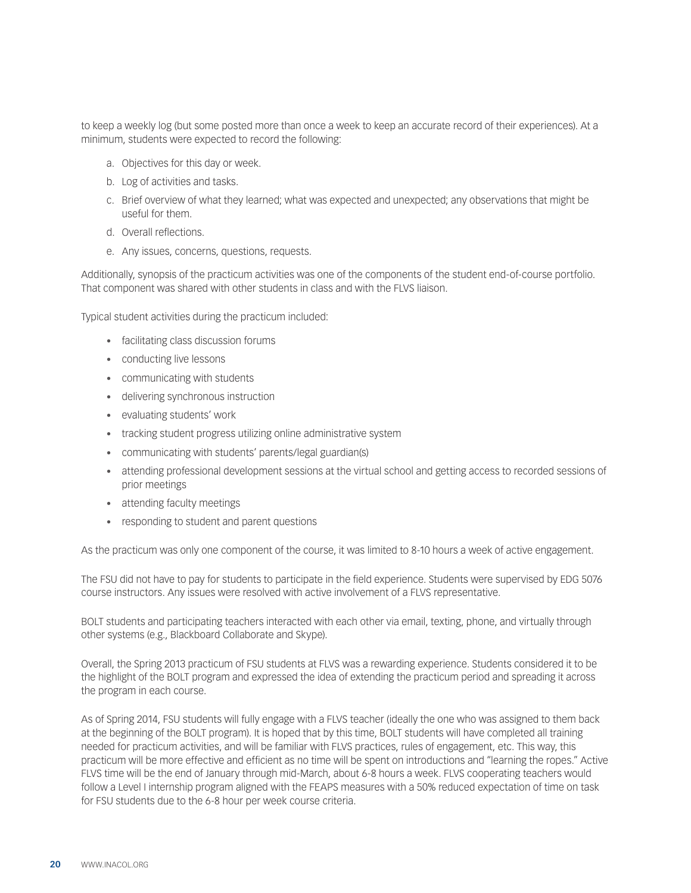to keep a weekly log (but some posted more than once a week to keep an accurate record of their experiences). At a minimum, students were expected to record the following:

a. Objectives for this day or week.
b. Log of activities and tasks.
c. Brief overview of what they learned; what was expected and unexpected; any observations that might be useful for them.
d. Overall reflections.
e. Any issues, concerns, questions, requests.

Additionally, synopsis of the practicum activities was one of the components of the student end-of-course portfolio. That component was shared with other students in class and with the FLVS liaison.

Typical student activities during the practicum included:

- facilitating class discussion forums
- conducting live lessons
- communicating with students
- delivering synchronous instruction
- evaluating students' work
- tracking student progress utilizing online administrative system
- communicating with students' parents/legal guardian(s)
- attending professional development sessions at the virtual school and getting access to recorded sessions of prior meetings
- attending faculty meetings
- responding to student and parent questions

As the practicum was only one component of the course, it was limited to 8-10 hours a week of active engagement.

The FSU did not have to pay for students to participate in the field experience. Students were supervised by EDG 5076 course instructors. Any issues were resolved with active involvement of a FLVS representative.

BOLT students and participating teachers interacted with each other via email, texting, phone, and virtually through other systems (e.g., Blackboard Collaborate and Skype).

Overall, the Spring 2013 practicum of FSU students at FLVS was a rewarding experience. Students considered it to be the highlight of the BOLT program and expressed the idea of extending the practicum period and spreading it across the program in each course.

As of Spring 2014, FSU students will fully engage with a FLVS teacher (ideally the one who was assigned to them back at the beginning of the BOLT program). It is hoped that by this time, BOLT students will have completed all training needed for practicum activities, and will be familiar with FLVS practices, rules of engagement, etc. This way, this practicum will be more effective and efficient as no time will be spent on introductions and "learning the ropes." Active FLVS time will be the end of January through mid-March, about 6-8 hours a week. FLVS cooperating teachers would follow a Level I internship program aligned with the FEAPS measures with a 50% reduced expectation of time on task for FSU students due to the 6-8 hour per week course criteria.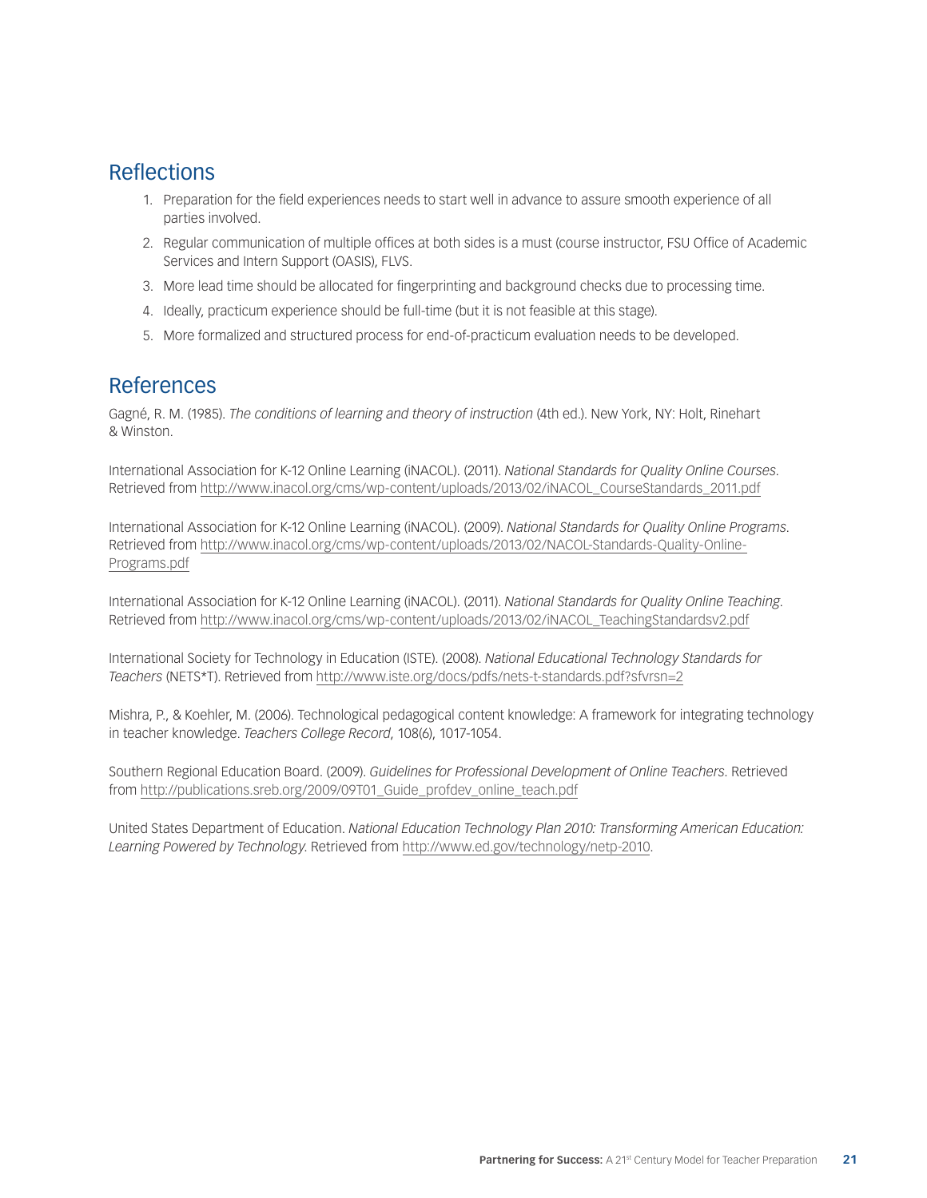## Reflections

1. Preparation for the field experiences needs to start well in advance to assure smooth experience of all parties involved.
2. Regular communication of multiple offices at both sides is a must (course instructor, FSU Office of Academic Services and Intern Support (OASIS), FLVS.
3. More lead time should be allocated for fingerprinting and background checks due to processing time.
4. Ideally, practicum experience should be full-time (but it is not feasible at this stage).
5. More formalized and structured process for end-of-practicum evaluation needs to be developed.

## References

Gagné, R. M. (1985). *The conditions of learning and theory of instruction* (4th ed.). New York, NY: Holt, Rinehart & Winston.

International Association for K-12 Online Learning (iNACOL). (2011). *National Standards for Quality Online Courses*. Retrieved from http://www.inacol.org/cms/wp-content/uploads/2013/02/iNACOL_CourseStandards_2011.pdf

International Association for K-12 Online Learning (iNACOL). (2009). *National Standards for Quality Online Programs*. Retrieved from http://www.inacol.org/cms/wp-content/uploads/2013/02/NACOL-Standards-Quality-Online-Programs.pdf

International Association for K-12 Online Learning (iNACOL). (2011). *National Standards for Quality Online Teaching*. Retrieved from http://www.inacol.org/cms/wp-content/uploads/2013/02/iNACOL_TeachingStandardsv2.pdf

International Society for Technology in Education (ISTE). (2008). *National Educational Technology Standards for Teachers* (NETS*T). Retrieved from http://www.iste.org/docs/pdfs/nets-t-standards.pdf?sfvrsn=2

Mishra, P., & Koehler, M. (2006). Technological pedagogical content knowledge: A framework for integrating technology in teacher knowledge. *Teachers College Record*, 108(6), 1017-1054.

Southern Regional Education Board. (2009). *Guidelines for Professional Development of Online Teachers*. Retrieved from http://publications.sreb.org/2009/09T01_Guide_profdev_online_teach.pdf

United States Department of Education. *National Education Technology Plan 2010: Transforming American Education: Learning Powered by Technology*. Retrieved from http://www.ed.gov/technology/netp-2010.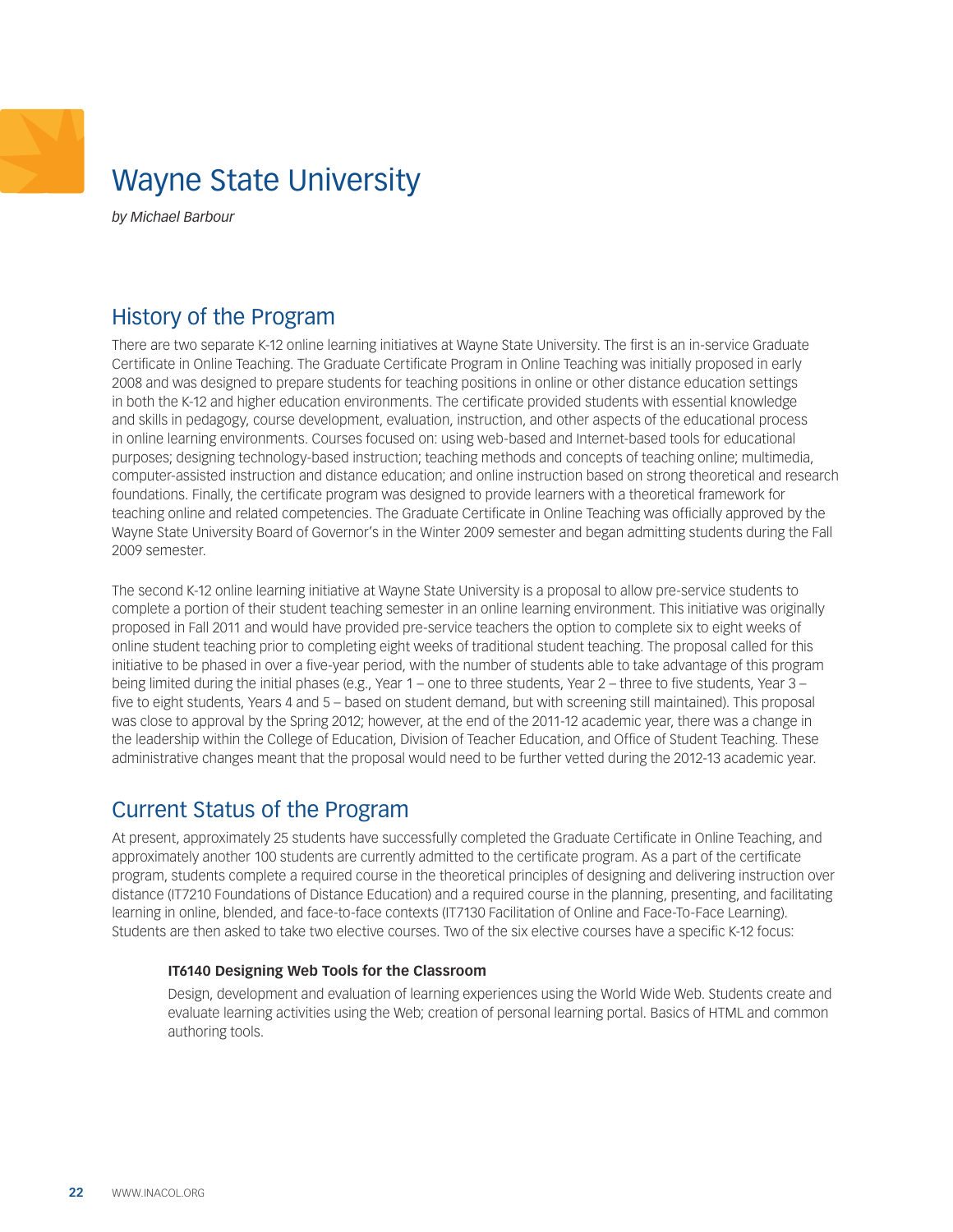# Wayne State University

*by Michael Barbour*

## History of the Program

There are two separate K-12 online learning initiatives at Wayne State University. The first is an in-service Graduate Certificate in Online Teaching. The Graduate Certificate Program in Online Teaching was initially proposed in early 2008 and was designed to prepare students for teaching positions in online or other distance education settings in both the K-12 and higher education environments. The certificate provided students with essential knowledge and skills in pedagogy, course development, evaluation, instruction, and other aspects of the educational process in online learning environments. Courses focused on: using web-based and Internet-based tools for educational purposes; designing technology-based instruction; teaching methods and concepts of teaching online; multimedia, computer-assisted instruction and distance education; and online instruction based on strong theoretical and research foundations. Finally, the certificate program was designed to provide learners with a theoretical framework for teaching online and related competencies. The Graduate Certificate in Online Teaching was officially approved by the Wayne State University Board of Governor's in the Winter 2009 semester and began admitting students during the Fall 2009 semester.

The second K-12 online learning initiative at Wayne State University is a proposal to allow pre-service students to complete a portion of their student teaching semester in an online learning environment. This initiative was originally proposed in Fall 2011 and would have provided pre-service teachers the option to complete six to eight weeks of online student teaching prior to completing eight weeks of traditional student teaching. The proposal called for this initiative to be phased in over a five-year period, with the number of students able to take advantage of this program being limited during the initial phases (e.g., Year 1 – one to three students, Year 2 – three to five students, Year 3 – five to eight students, Years 4 and 5 – based on student demand, but with screening still maintained). This proposal was close to approval by the Spring 2012; however, at the end of the 2011-12 academic year, there was a change in the leadership within the College of Education, Division of Teacher Education, and Office of Student Teaching. These administrative changes meant that the proposal would need to be further vetted during the 2012-13 academic year.

## Current Status of the Program

At present, approximately 25 students have successfully completed the Graduate Certificate in Online Teaching, and approximately another 100 students are currently admitted to the certificate program. As a part of the certificate program, students complete a required course in the theoretical principles of designing and delivering instruction over distance (IT7210 Foundations of Distance Education) and a required course in the planning, presenting, and facilitating learning in online, blended, and face-to-face contexts (IT7130 Facilitation of Online and Face-To-Face Learning). Students are then asked to take two elective courses. Two of the six elective courses have a specific K-12 focus:

**IT6140 Designing Web Tools for the Classroom**

Design, development and evaluation of learning experiences using the World Wide Web. Students create and evaluate learning activities using the Web; creation of personal learning portal. Basics of HTML and common authoring tools.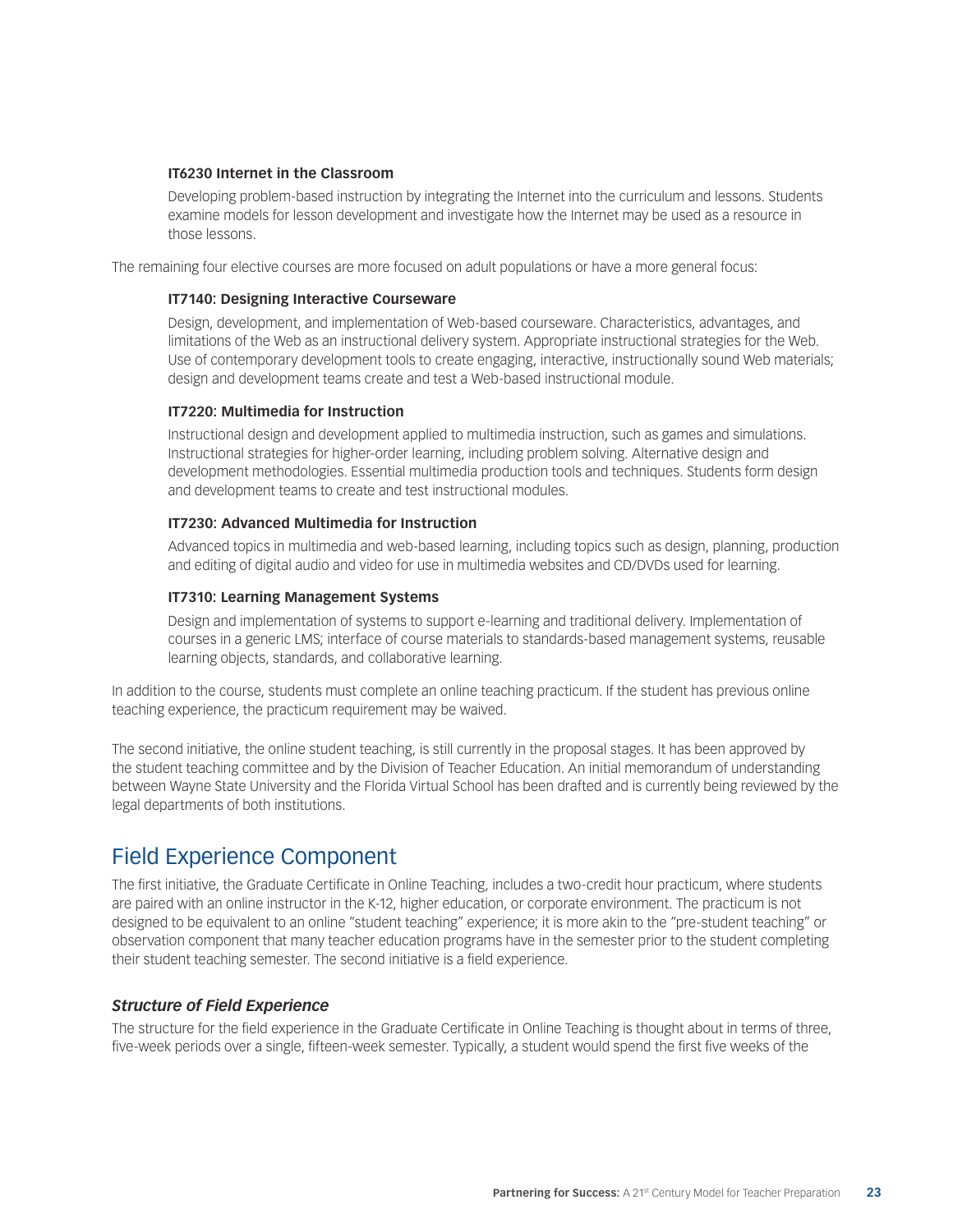**IT6230 Internet in the Classroom**

Developing problem-based instruction by integrating the Internet into the curriculum and lessons. Students examine models for lesson development and investigate how the Internet may be used as a resource in those lessons.

The remaining four elective courses are more focused on adult populations or have a more general focus:

**IT7140: Designing Interactive Courseware**

Design, development, and implementation of Web-based courseware. Characteristics, advantages, and limitations of the Web as an instructional delivery system. Appropriate instructional strategies for the Web. Use of contemporary development tools to create engaging, interactive, instructionally sound Web materials; design and development teams create and test a Web-based instructional module.

**IT7220: Multimedia for Instruction**

Instructional design and development applied to multimedia instruction, such as games and simulations. Instructional strategies for higher-order learning, including problem solving. Alternative design and development methodologies. Essential multimedia production tools and techniques. Students form design and development teams to create and test instructional modules.

**IT7230: Advanced Multimedia for Instruction**

Advanced topics in multimedia and web-based learning, including topics such as design, planning, production and editing of digital audio and video for use in multimedia websites and CD/DVDs used for learning.

**IT7310: Learning Management Systems**

Design and implementation of systems to support e-learning and traditional delivery. Implementation of courses in a generic LMS; interface of course materials to standards-based management systems, reusable learning objects, standards, and collaborative learning.

In addition to the course, students must complete an online teaching practicum. If the student has previous online teaching experience, the practicum requirement may be waived.

The second initiative, the online student teaching, is still currently in the proposal stages. It has been approved by the student teaching committee and by the Division of Teacher Education. An initial memorandum of understanding between Wayne State University and the Florida Virtual School has been drafted and is currently being reviewed by the legal departments of both institutions.

## Field Experience Component

The first initiative, the Graduate Certificate in Online Teaching, includes a two-credit hour practicum, where students are paired with an online instructor in the K-12, higher education, or corporate environment. The practicum is not designed to be equivalent to an online "student teaching" experience; it is more akin to the "pre-student teaching" or observation component that many teacher education programs have in the semester prior to the student completing their student teaching semester. The second initiative is a field experience.

### *Structure of Field Experience*

The structure for the field experience in the Graduate Certificate in Online Teaching is thought about in terms of three, five-week periods over a single, fifteen-week semester. Typically, a student would spend the first five weeks of the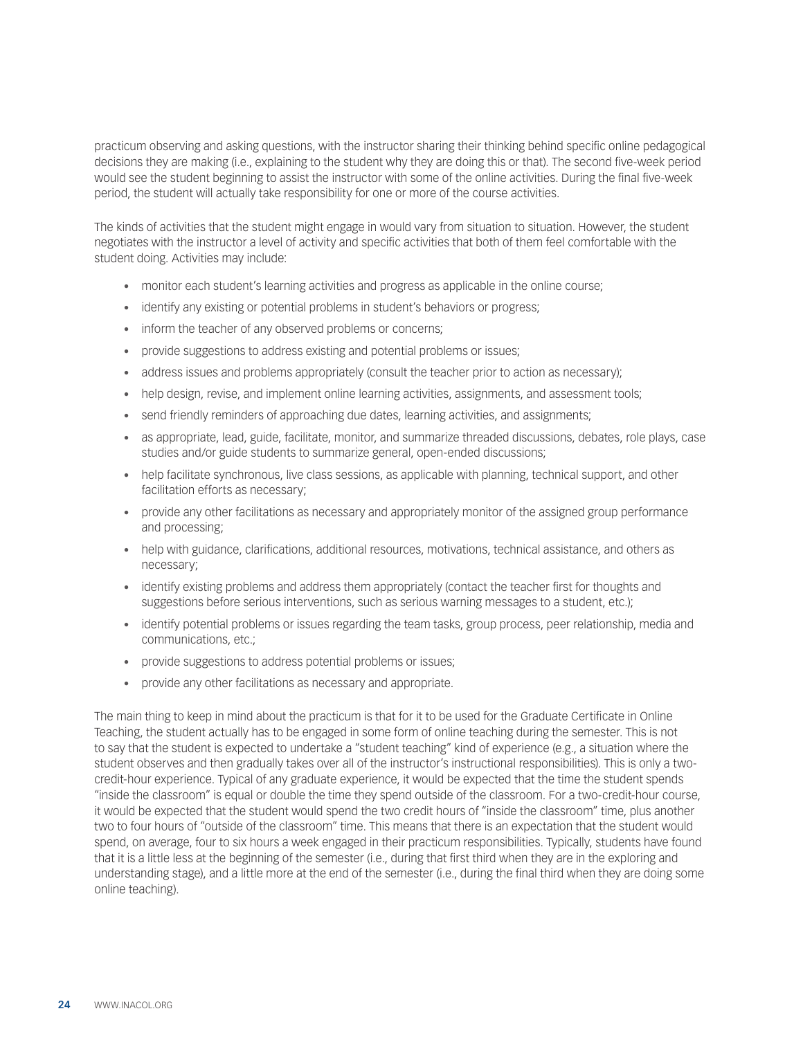practicum observing and asking questions, with the instructor sharing their thinking behind specific online pedagogical decisions they are making (i.e., explaining to the student why they are doing this or that). The second five-week period would see the student beginning to assist the instructor with some of the online activities. During the final five-week period, the student will actually take responsibility for one or more of the course activities.

The kinds of activities that the student might engage in would vary from situation to situation. However, the student negotiates with the instructor a level of activity and specific activities that both of them feel comfortable with the student doing. Activities may include:

- monitor each student's learning activities and progress as applicable in the online course;
- identify any existing or potential problems in student's behaviors or progress;
- inform the teacher of any observed problems or concerns;
- provide suggestions to address existing and potential problems or issues;
- address issues and problems appropriately (consult the teacher prior to action as necessary);
- help design, revise, and implement online learning activities, assignments, and assessment tools;
- send friendly reminders of approaching due dates, learning activities, and assignments;
- as appropriate, lead, guide, facilitate, monitor, and summarize threaded discussions, debates, role plays, case studies and/or guide students to summarize general, open-ended discussions;
- help facilitate synchronous, live class sessions, as applicable with planning, technical support, and other facilitation efforts as necessary;
- provide any other facilitations as necessary and appropriately monitor of the assigned group performance and processing;
- help with guidance, clarifications, additional resources, motivations, technical assistance, and others as necessary;
- identify existing problems and address them appropriately (contact the teacher first for thoughts and suggestions before serious interventions, such as serious warning messages to a student, etc.);
- identify potential problems or issues regarding the team tasks, group process, peer relationship, media and communications, etc.;
- provide suggestions to address potential problems or issues;
- provide any other facilitations as necessary and appropriate.

The main thing to keep in mind about the practicum is that for it to be used for the Graduate Certificate in Online Teaching, the student actually has to be engaged in some form of online teaching during the semester. This is not to say that the student is expected to undertake a "student teaching" kind of experience (e.g., a situation where the student observes and then gradually takes over all of the instructor's instructional responsibilities). This is only a two-credit-hour experience. Typical of any graduate experience, it would be expected that the time the student spends "inside the classroom" is equal or double the time they spend outside of the classroom. For a two-credit-hour course, it would be expected that the student would spend the two credit hours of "inside the classroom" time, plus another two to four hours of "outside of the classroom" time. This means that there is an expectation that the student would spend, on average, four to six hours a week engaged in their practicum responsibilities. Typically, students have found that it is a little less at the beginning of the semester (i.e., during that first third when they are in the exploring and understanding stage), and a little more at the end of the semester (i.e., during the final third when they are doing some online teaching).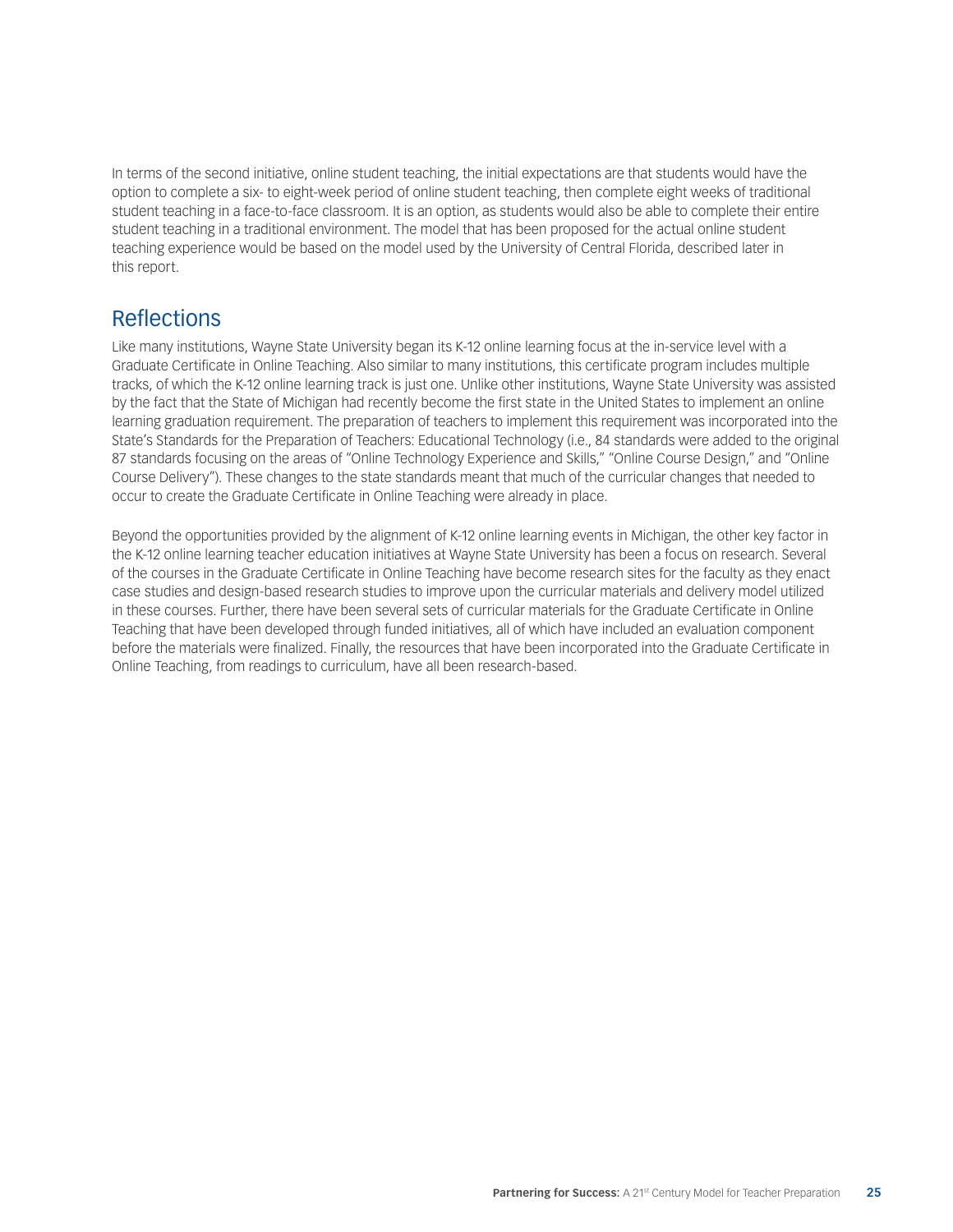In terms of the second initiative, online student teaching, the initial expectations are that students would have the option to complete a six- to eight-week period of online student teaching, then complete eight weeks of traditional student teaching in a face-to-face classroom. It is an option, as students would also be able to complete their entire student teaching in a traditional environment. The model that has been proposed for the actual online student teaching experience would be based on the model used by the University of Central Florida, described later in this report.

## Reflections

Like many institutions, Wayne State University began its K-12 online learning focus at the in-service level with a Graduate Certificate in Online Teaching. Also similar to many institutions, this certificate program includes multiple tracks, of which the K-12 online learning track is just one. Unlike other institutions, Wayne State University was assisted by the fact that the State of Michigan had recently become the first state in the United States to implement an online learning graduation requirement. The preparation of teachers to implement this requirement was incorporated into the State's Standards for the Preparation of Teachers: Educational Technology (i.e., 84 standards were added to the original 87 standards focusing on the areas of "Online Technology Experience and Skills," "Online Course Design," and "Online Course Delivery"). These changes to the state standards meant that much of the curricular changes that needed to occur to create the Graduate Certificate in Online Teaching were already in place.

Beyond the opportunities provided by the alignment of K-12 online learning events in Michigan, the other key factor in the K-12 online learning teacher education initiatives at Wayne State University has been a focus on research. Several of the courses in the Graduate Certificate in Online Teaching have become research sites for the faculty as they enact case studies and design-based research studies to improve upon the curricular materials and delivery model utilized in these courses. Further, there have been several sets of curricular materials for the Graduate Certificate in Online Teaching that have been developed through funded initiatives, all of which have included an evaluation component before the materials were finalized. Finally, the resources that have been incorporated into the Graduate Certificate in Online Teaching, from readings to curriculum, have all been research-based.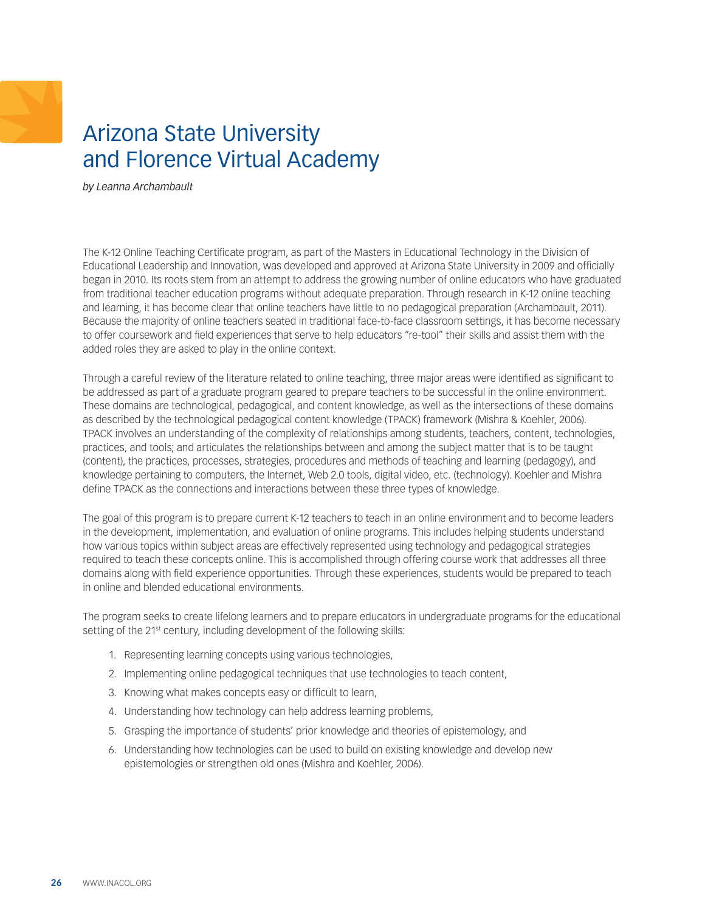# Arizona State University and Florence Virtual Academy

*by Leanna Archambault*

The K-12 Online Teaching Certificate program, as part of the Masters in Educational Technology in the Division of Educational Leadership and Innovation, was developed and approved at Arizona State University in 2009 and officially began in 2010. Its roots stem from an attempt to address the growing number of online educators who have graduated from traditional teacher education programs without adequate preparation. Through research in K-12 online teaching and learning, it has become clear that online teachers have little to no pedagogical preparation (Archambault, 2011). Because the majority of online teachers seated in traditional face-to-face classroom settings, it has become necessary to offer coursework and field experiences that serve to help educators "re-tool" their skills and assist them with the added roles they are asked to play in the online context.

Through a careful review of the literature related to online teaching, three major areas were identified as significant to be addressed as part of a graduate program geared to prepare teachers to be successful in the online environment. These domains are technological, pedagogical, and content knowledge, as well as the intersections of these domains as described by the technological pedagogical content knowledge (TPACK) framework (Mishra & Koehler, 2006). TPACK involves an understanding of the complexity of relationships among students, teachers, content, technologies, practices, and tools; and articulates the relationships between and among the subject matter that is to be taught (content), the practices, processes, strategies, procedures and methods of teaching and learning (pedagogy), and knowledge pertaining to computers, the Internet, Web 2.0 tools, digital video, etc. (technology). Koehler and Mishra define TPACK as the connections and interactions between these three types of knowledge.

The goal of this program is to prepare current K-12 teachers to teach in an online environment and to become leaders in the development, implementation, and evaluation of online programs. This includes helping students understand how various topics within subject areas are effectively represented using technology and pedagogical strategies required to teach these concepts online. This is accomplished through offering course work that addresses all three domains along with field experience opportunities. Through these experiences, students would be prepared to teach in online and blended educational environments.

The program seeks to create lifelong learners and to prepare educators in undergraduate programs for the educational setting of the 21st century, including development of the following skills:

1. Representing learning concepts using various technologies,
2. Implementing online pedagogical techniques that use technologies to teach content,
3. Knowing what makes concepts easy or difficult to learn,
4. Understanding how technology can help address learning problems,
5. Grasping the importance of students' prior knowledge and theories of epistemology, and
6. Understanding how technologies can be used to build on existing knowledge and develop new epistemologies or strengthen old ones (Mishra and Koehler, 2006).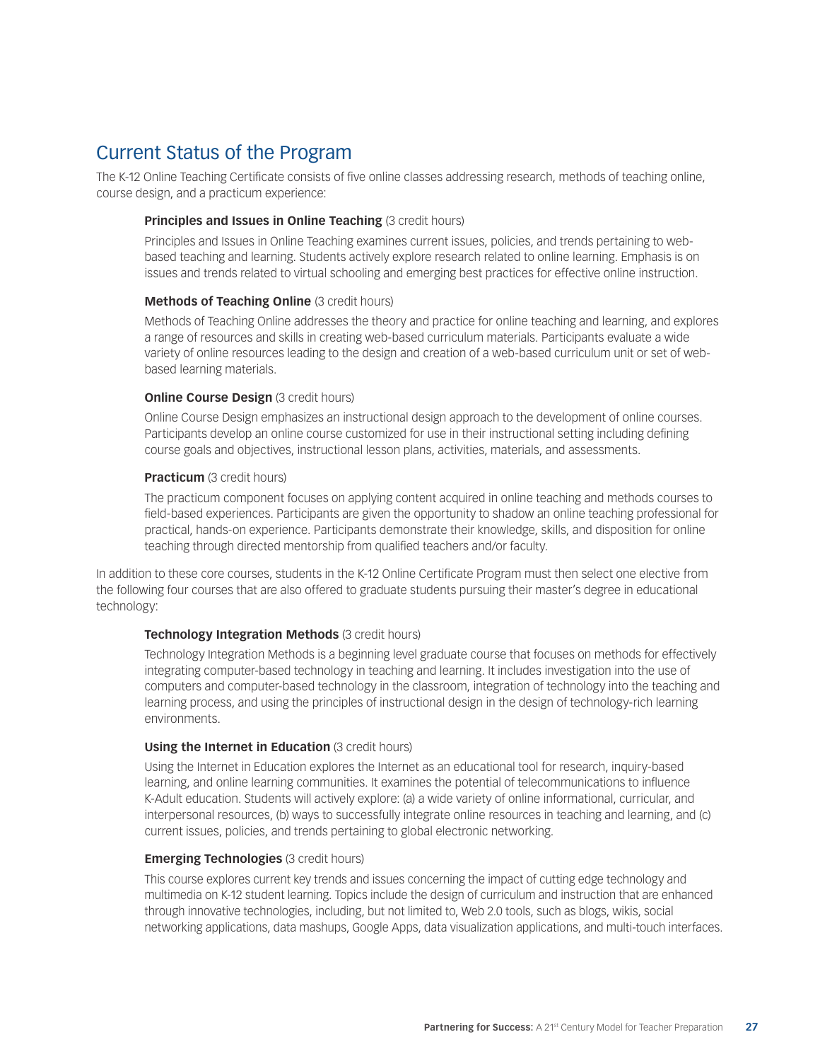## Current Status of the Program

The K-12 Online Teaching Certificate consists of five online classes addressing research, methods of teaching online, course design, and a practicum experience:

**Principles and Issues in Online Teaching** (3 credit hours)

Principles and Issues in Online Teaching examines current issues, policies, and trends pertaining to web-based teaching and learning. Students actively explore research related to online learning. Emphasis is on issues and trends related to virtual schooling and emerging best practices for effective online instruction.

**Methods of Teaching Online** (3 credit hours)

Methods of Teaching Online addresses the theory and practice for online teaching and learning, and explores a range of resources and skills in creating web-based curriculum materials. Participants evaluate a wide variety of online resources leading to the design and creation of a web-based curriculum unit or set of web-based learning materials.

**Online Course Design** (3 credit hours)

Online Course Design emphasizes an instructional design approach to the development of online courses. Participants develop an online course customized for use in their instructional setting including defining course goals and objectives, instructional lesson plans, activities, materials, and assessments.

**Practicum** (3 credit hours)

The practicum component focuses on applying content acquired in online teaching and methods courses to field-based experiences. Participants are given the opportunity to shadow an online teaching professional for practical, hands-on experience. Participants demonstrate their knowledge, skills, and disposition for online teaching through directed mentorship from qualified teachers and/or faculty.

In addition to these core courses, students in the K-12 Online Certificate Program must then select one elective from the following four courses that are also offered to graduate students pursuing their master's degree in educational technology:

**Technology Integration Methods** (3 credit hours)

Technology Integration Methods is a beginning level graduate course that focuses on methods for effectively integrating computer-based technology in teaching and learning. It includes investigation into the use of computers and computer-based technology in the classroom, integration of technology into the teaching and learning process, and using the principles of instructional design in the design of technology-rich learning environments.

**Using the Internet in Education** (3 credit hours)

Using the Internet in Education explores the Internet as an educational tool for research, inquiry-based learning, and online learning communities. It examines the potential of telecommunications to influence K-Adult education. Students will actively explore: (a) a wide variety of online informational, curricular, and interpersonal resources, (b) ways to successfully integrate online resources in teaching and learning, and (c) current issues, policies, and trends pertaining to global electronic networking.

**Emerging Technologies** (3 credit hours)

This course explores current key trends and issues concerning the impact of cutting edge technology and multimedia on K-12 student learning. Topics include the design of curriculum and instruction that are enhanced through innovative technologies, including, but not limited to, Web 2.0 tools, such as blogs, wikis, social networking applications, data mashups, Google Apps, data visualization applications, and multi-touch interfaces.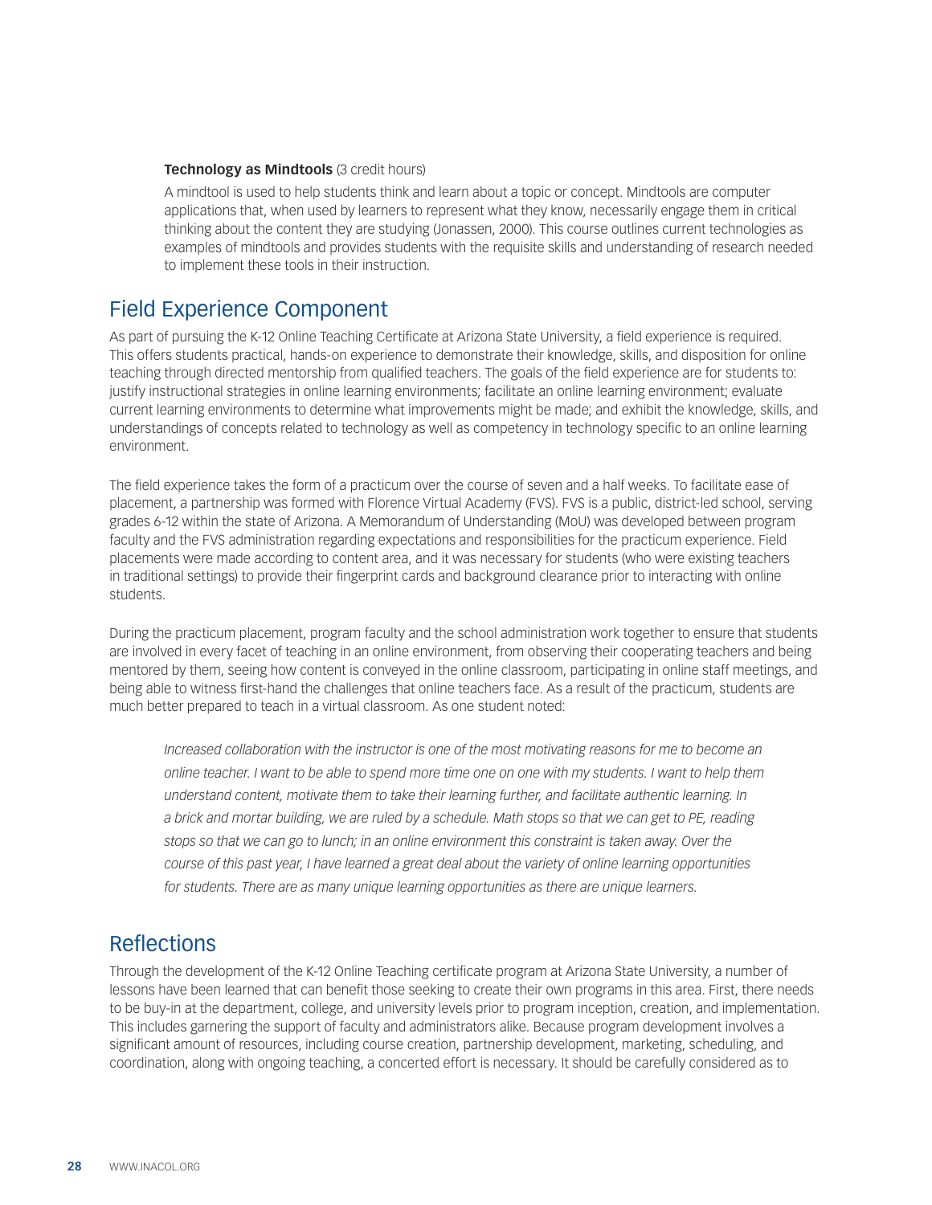**Technology as Mindtools** (3 credit hours)

A mindtool is used to help students think and learn about a topic or concept. Mindtools are computer applications that, when used by learners to represent what they know, necessarily engage them in critical thinking about the content they are studying (Jonassen, 2000). This course outlines current technologies as examples of mindtools and provides students with the requisite skills and understanding of research needed to implement these tools in their instruction.

## Field Experience Component

As part of pursuing the K-12 Online Teaching Certificate at Arizona State University, a field experience is required. This offers students practical, hands-on experience to demonstrate their knowledge, skills, and disposition for online teaching through directed mentorship from qualified teachers. The goals of the field experience are for students to: justify instructional strategies in online learning environments; facilitate an online learning environment; evaluate current learning environments to determine what improvements might be made; and exhibit the knowledge, skills, and understandings of concepts related to technology as well as competency in technology specific to an online learning environment.

The field experience takes the form of a practicum over the course of seven and a half weeks. To facilitate ease of placement, a partnership was formed with Florence Virtual Academy (FVS). FVS is a public, district-led school, serving grades 6-12 within the state of Arizona. A Memorandum of Understanding (MoU) was developed between program faculty and the FVS administration regarding expectations and responsibilities for the practicum experience. Field placements were made according to content area, and it was necessary for students (who were existing teachers in traditional settings) to provide their fingerprint cards and background clearance prior to interacting with online students.

During the practicum placement, program faculty and the school administration work together to ensure that students are involved in every facet of teaching in an online environment, from observing their cooperating teachers and being mentored by them, seeing how content is conveyed in the online classroom, participating in online staff meetings, and being able to witness first-hand the challenges that online teachers face. As a result of the practicum, students are much better prepared to teach in a virtual classroom. As one student noted:

> *Increased collaboration with the instructor is one of the most motivating reasons for me to become an online teacher. I want to be able to spend more time one on one with my students. I want to help them understand content, motivate them to take their learning further, and facilitate authentic learning. In a brick and mortar building, we are ruled by a schedule. Math stops so that we can get to PE, reading stops so that we can go to lunch; in an online environment this constraint is taken away. Over the course of this past year, I have learned a great deal about the variety of online learning opportunities for students. There are as many unique learning opportunities as there are unique learners.*

## Reflections

Through the development of the K-12 Online Teaching certificate program at Arizona State University, a number of lessons have been learned that can benefit those seeking to create their own programs in this area. First, there needs to be buy-in at the department, college, and university levels prior to program inception, creation, and implementation. This includes garnering the support of faculty and administrators alike. Because program development involves a significant amount of resources, including course creation, partnership development, marketing, scheduling, and coordination, along with ongoing teaching, a concerted effort is necessary. It should be carefully considered as to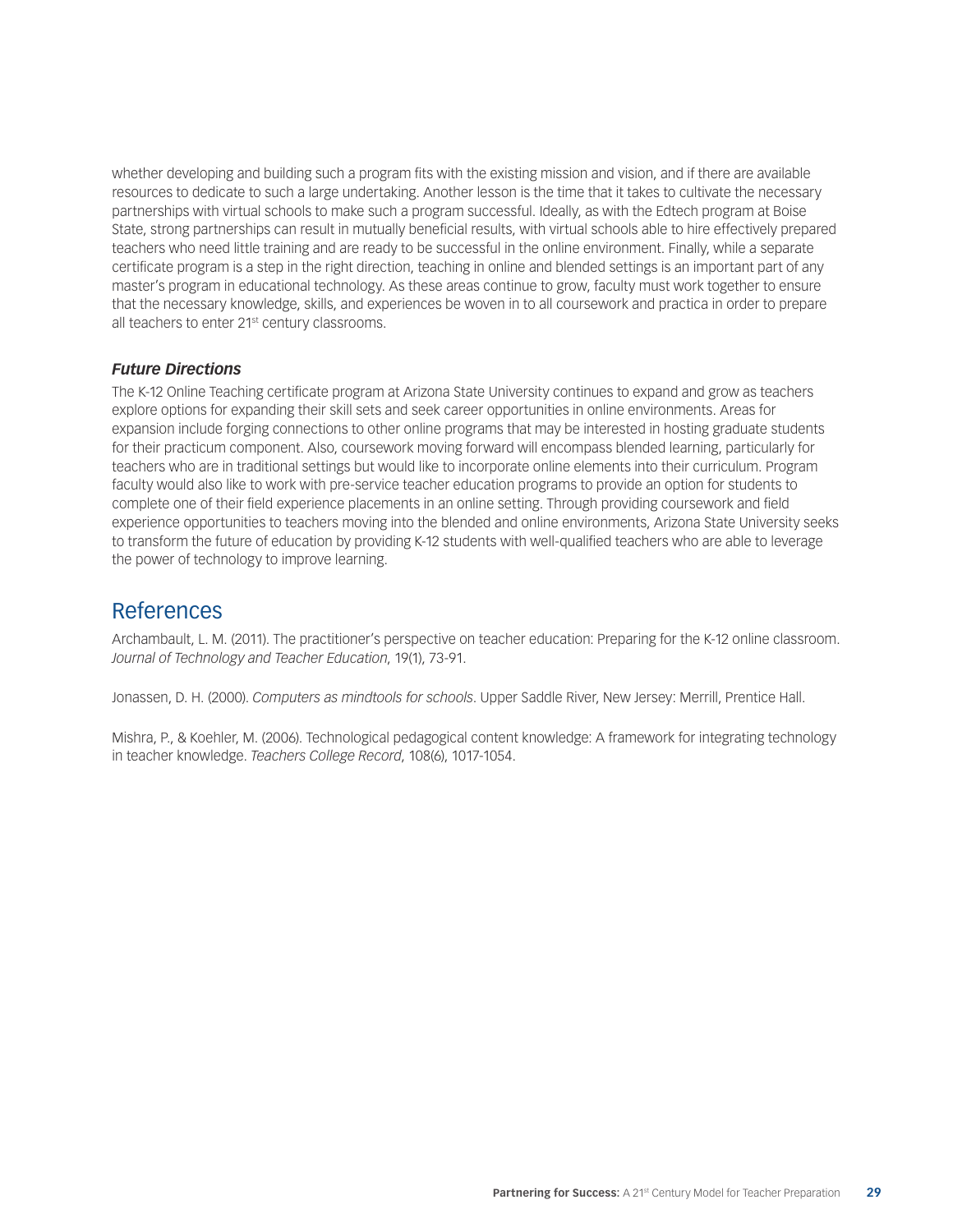whether developing and building such a program fits with the existing mission and vision, and if there are available resources to dedicate to such a large undertaking. Another lesson is the time that it takes to cultivate the necessary partnerships with virtual schools to make such a program successful. Ideally, as with the Edtech program at Boise State, strong partnerships can result in mutually beneficial results, with virtual schools able to hire effectively prepared teachers who need little training and are ready to be successful in the online environment. Finally, while a separate certificate program is a step in the right direction, teaching in online and blended settings is an important part of any master's program in educational technology. As these areas continue to grow, faculty must work together to ensure that the necessary knowledge, skills, and experiences be woven in to all coursework and practica in order to prepare all teachers to enter 21st century classrooms.

### ***Future Directions***

The K-12 Online Teaching certificate program at Arizona State University continues to expand and grow as teachers explore options for expanding their skill sets and seek career opportunities in online environments. Areas for expansion include forging connections to other online programs that may be interested in hosting graduate students for their practicum component. Also, coursework moving forward will encompass blended learning, particularly for teachers who are in traditional settings but would like to incorporate online elements into their curriculum. Program faculty would also like to work with pre-service teacher education programs to provide an option for students to complete one of their field experience placements in an online setting. Through providing coursework and field experience opportunities to teachers moving into the blended and online environments, Arizona State University seeks to transform the future of education by providing K-12 students with well-qualified teachers who are able to leverage the power of technology to improve learning.

## References

Archambault, L. M. (2011). The practitioner's perspective on teacher education: Preparing for the K-12 online classroom. *Journal of Technology and Teacher Education*, 19(1), 73-91.

Jonassen, D. H. (2000). *Computers as mindtools for schools*. Upper Saddle River, New Jersey: Merrill, Prentice Hall.

Mishra, P., & Koehler, M. (2006). Technological pedagogical content knowledge: A framework for integrating technology in teacher knowledge. *Teachers College Record*, 108(6), 1017-1054.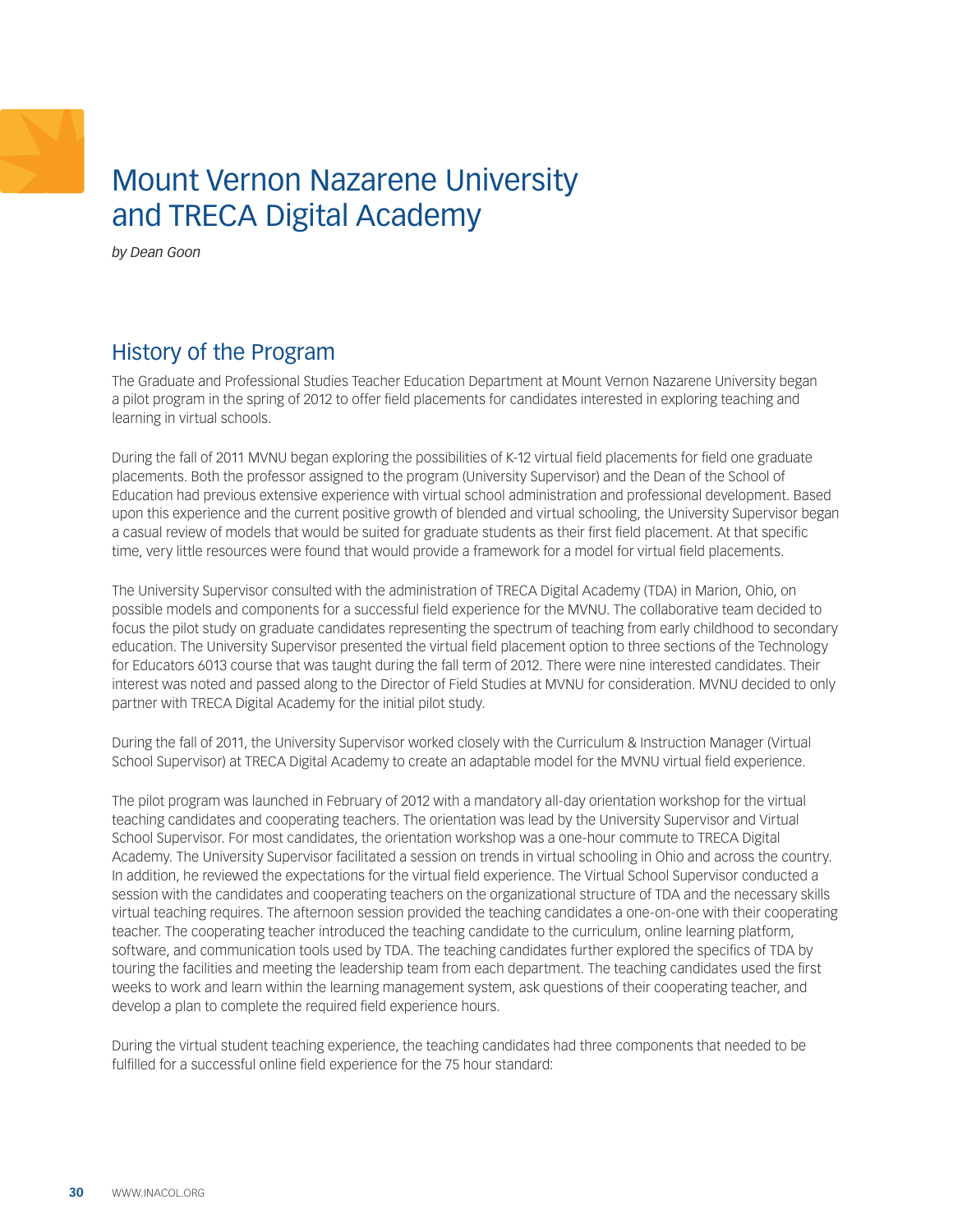# Mount Vernon Nazarene University and TRECA Digital Academy

*by Dean Goon*

## History of the Program

The Graduate and Professional Studies Teacher Education Department at Mount Vernon Nazarene University began a pilot program in the spring of 2012 to offer field placements for candidates interested in exploring teaching and learning in virtual schools.

During the fall of 2011 MVNU began exploring the possibilities of K-12 virtual field placements for field one graduate placements. Both the professor assigned to the program (University Supervisor) and the Dean of the School of Education had previous extensive experience with virtual school administration and professional development. Based upon this experience and the current positive growth of blended and virtual schooling, the University Supervisor began a casual review of models that would be suited for graduate students as their first field placement. At that specific time, very little resources were found that would provide a framework for a model for virtual field placements.

The University Supervisor consulted with the administration of TRECA Digital Academy (TDA) in Marion, Ohio, on possible models and components for a successful field experience for the MVNU. The collaborative team decided to focus the pilot study on graduate candidates representing the spectrum of teaching from early childhood to secondary education. The University Supervisor presented the virtual field placement option to three sections of the Technology for Educators 6013 course that was taught during the fall term of 2012. There were nine interested candidates. Their interest was noted and passed along to the Director of Field Studies at MVNU for consideration. MVNU decided to only partner with TRECA Digital Academy for the initial pilot study.

During the fall of 2011, the University Supervisor worked closely with the Curriculum & Instruction Manager (Virtual School Supervisor) at TRECA Digital Academy to create an adaptable model for the MVNU virtual field experience.

The pilot program was launched in February of 2012 with a mandatory all-day orientation workshop for the virtual teaching candidates and cooperating teachers. The orientation was lead by the University Supervisor and Virtual School Supervisor. For most candidates, the orientation workshop was a one-hour commute to TRECA Digital Academy. The University Supervisor facilitated a session on trends in virtual schooling in Ohio and across the country. In addition, he reviewed the expectations for the virtual field experience. The Virtual School Supervisor conducted a session with the candidates and cooperating teachers on the organizational structure of TDA and the necessary skills virtual teaching requires. The afternoon session provided the teaching candidates a one-on-one with their cooperating teacher. The cooperating teacher introduced the teaching candidate to the curriculum, online learning platform, software, and communication tools used by TDA. The teaching candidates further explored the specifics of TDA by touring the facilities and meeting the leadership team from each department. The teaching candidates used the first weeks to work and learn within the learning management system, ask questions of their cooperating teacher, and develop a plan to complete the required field experience hours.

During the virtual student teaching experience, the teaching candidates had three components that needed to be fulfilled for a successful online field experience for the 75 hour standard: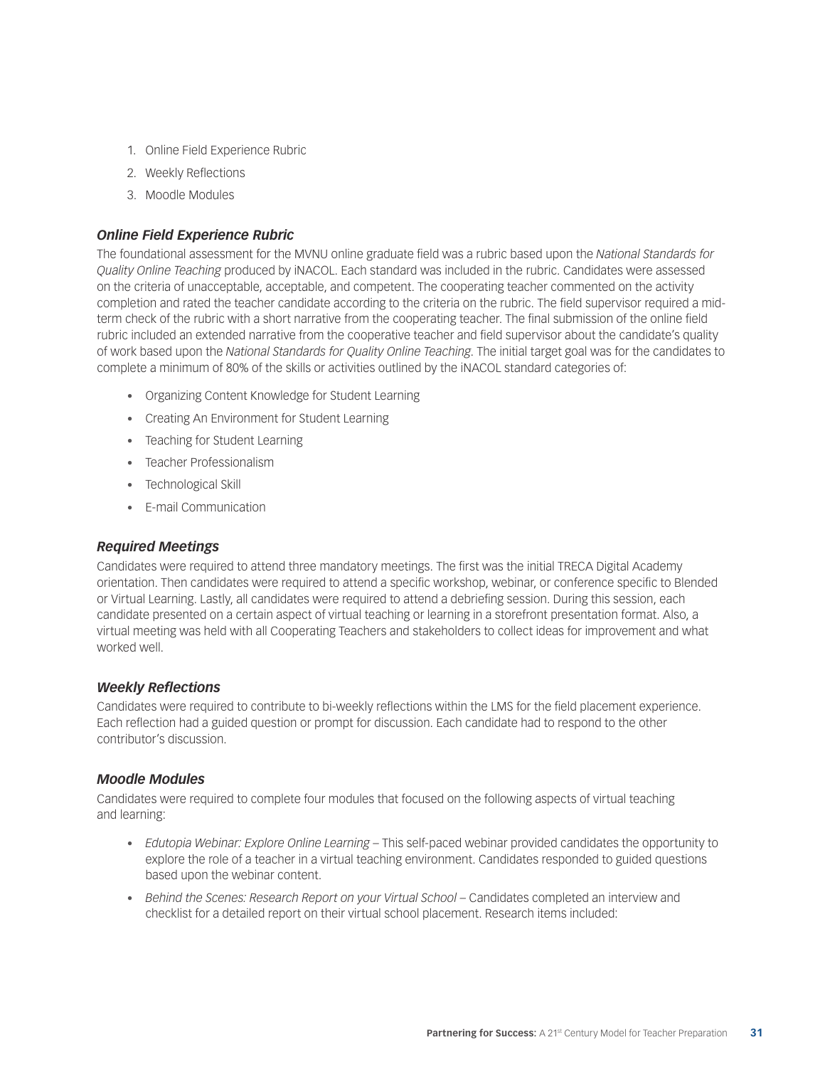1. Online Field Experience Rubric
2. Weekly Reflections
3. Moodle Modules

### *Online Field Experience Rubric*

The foundational assessment for the MVNU online graduate field was a rubric based upon the *National Standards for Quality Online Teaching* produced by iNACOL. Each standard was included in the rubric. Candidates were assessed on the criteria of unacceptable, acceptable, and competent. The cooperating teacher commented on the activity completion and rated the teacher candidate according to the criteria on the rubric. The field supervisor required a mid-term check of the rubric with a short narrative from the cooperating teacher. The final submission of the online field rubric included an extended narrative from the cooperative teacher and field supervisor about the candidate's quality of work based upon the *National Standards for Quality Online Teaching*. The initial target goal was for the candidates to complete a minimum of 80% of the skills or activities outlined by the iNACOL standard categories of:

- Organizing Content Knowledge for Student Learning
- Creating An Environment for Student Learning
- Teaching for Student Learning
- Teacher Professionalism
- Technological Skill
- E-mail Communication

### *Required Meetings*

Candidates were required to attend three mandatory meetings. The first was the initial TRECA Digital Academy orientation. Then candidates were required to attend a specific workshop, webinar, or conference specific to Blended or Virtual Learning. Lastly, all candidates were required to attend a debriefing session. During this session, each candidate presented on a certain aspect of virtual teaching or learning in a storefront presentation format. Also, a virtual meeting was held with all Cooperating Teachers and stakeholders to collect ideas for improvement and what worked well.

### *Weekly Reflections*

Candidates were required to contribute to bi-weekly reflections within the LMS for the field placement experience. Each reflection had a guided question or prompt for discussion. Each candidate had to respond to the other contributor's discussion.

### *Moodle Modules*

Candidates were required to complete four modules that focused on the following aspects of virtual teaching and learning:

- *Edutopia Webinar: Explore Online Learning* – This self-paced webinar provided candidates the opportunity to explore the role of a teacher in a virtual teaching environment. Candidates responded to guided questions based upon the webinar content.
- *Behind the Scenes: Research Report on your Virtual School* – Candidates completed an interview and checklist for a detailed report on their virtual school placement. Research items included: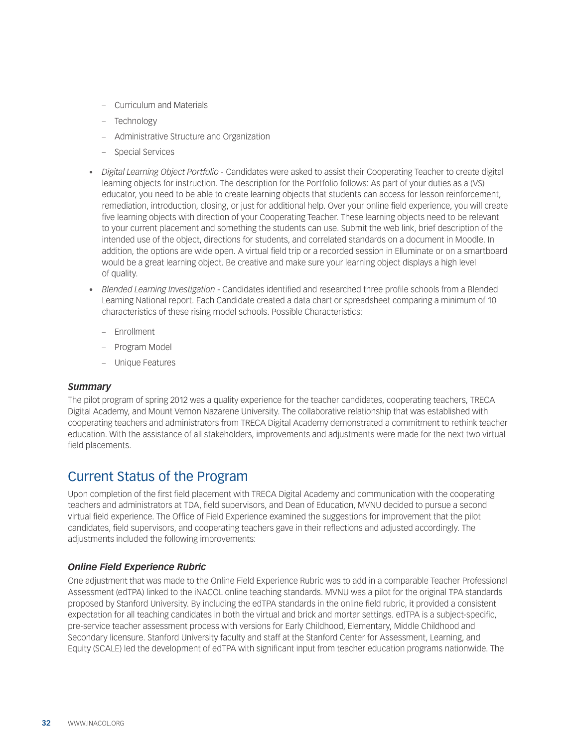- Curriculum and Materials
  - Technology
  - Administrative Structure and Organization
  - Special Services

- *Digital Learning Object Portfolio* - Candidates were asked to assist their Cooperating Teacher to create digital learning objects for instruction. The description for the Portfolio follows: As part of your duties as a (VS) educator, you need to be able to create learning objects that students can access for lesson reinforcement, remediation, introduction, closing, or just for additional help. Over your online field experience, you will create five learning objects with direction of your Cooperating Teacher. These learning objects need to be relevant to your current placement and something the students can use. Submit the web link, brief description of the intended use of the object, directions for students, and correlated standards on a document in Moodle. In addition, the options are wide open. A virtual field trip or a recorded session in Elluminate or on a smartboard would be a great learning object. Be creative and make sure your learning object displays a high level of quality.
- *Blended Learning Investigation* - Candidates identified and researched three profile schools from a Blended Learning National report. Each Candidate created a data chart or spreadsheet comparing a minimum of 10 characteristics of these rising model schools. Possible Characteristics:
  - Enrollment
  - Program Model
  - Unique Features

### *Summary*

The pilot program of spring 2012 was a quality experience for the teacher candidates, cooperating teachers, TRECA Digital Academy, and Mount Vernon Nazarene University. The collaborative relationship that was established with cooperating teachers and administrators from TRECA Digital Academy demonstrated a commitment to rethink teacher education. With the assistance of all stakeholders, improvements and adjustments were made for the next two virtual field placements.

## Current Status of the Program

Upon completion of the first field placement with TRECA Digital Academy and communication with the cooperating teachers and administrators at TDA, field supervisors, and Dean of Education, MVNU decided to pursue a second virtual field experience. The Office of Field Experience examined the suggestions for improvement that the pilot candidates, field supervisors, and cooperating teachers gave in their reflections and adjusted accordingly. The adjustments included the following improvements:

### *Online Field Experience Rubric*

One adjustment that was made to the Online Field Experience Rubric was to add in a comparable Teacher Professional Assessment (edTPA) linked to the iNACOL online teaching standards. MVNU was a pilot for the original TPA standards proposed by Stanford University. By including the edTPA standards in the online field rubric, it provided a consistent expectation for all teaching candidates in both the virtual and brick and mortar settings. edTPA is a subject-specific, pre-service teacher assessment process with versions for Early Childhood, Elementary, Middle Childhood and Secondary licensure. Stanford University faculty and staff at the Stanford Center for Assessment, Learning, and Equity (SCALE) led the development of edTPA with significant input from teacher education programs nationwide. The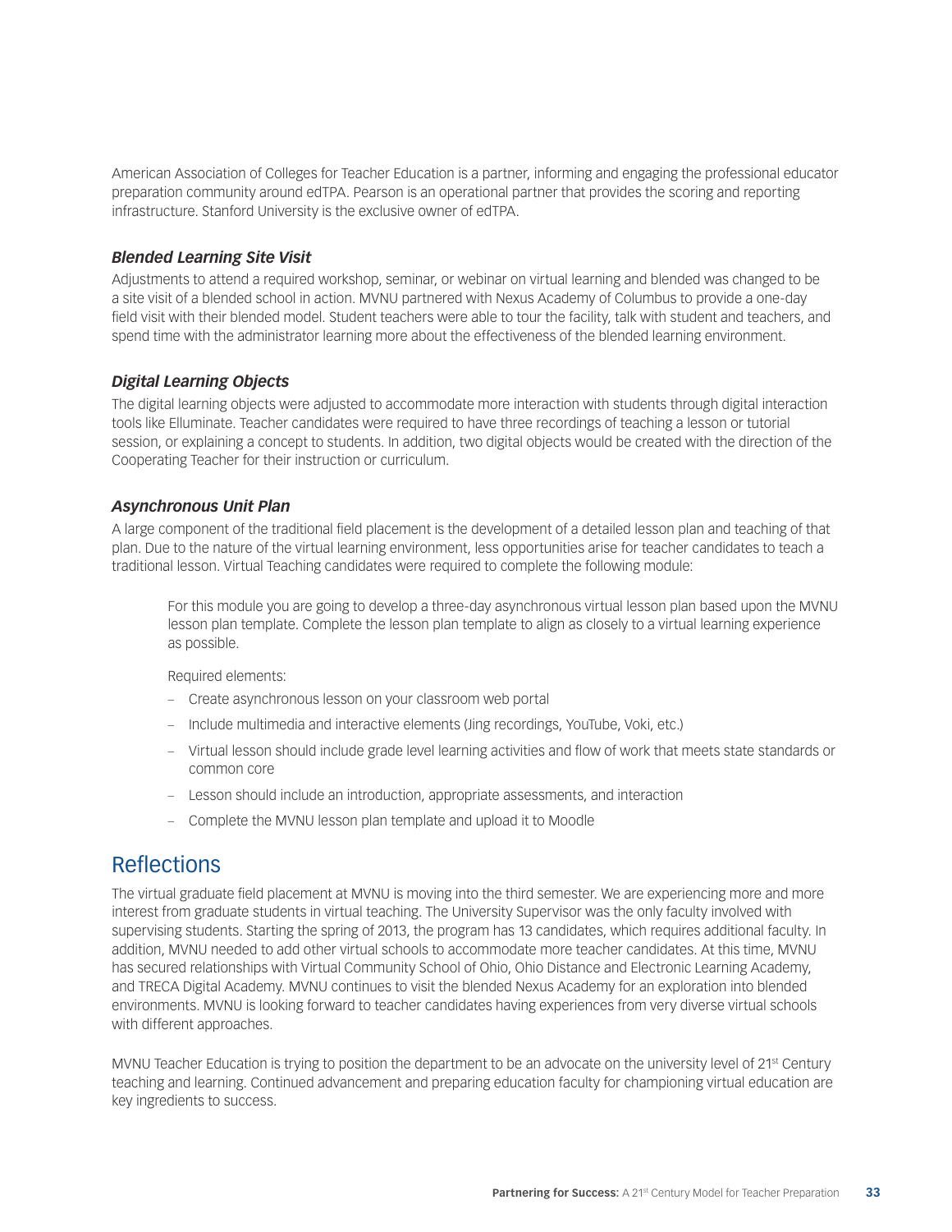American Association of Colleges for Teacher Education is a partner, informing and engaging the professional educator preparation community around edTPA. Pearson is an operational partner that provides the scoring and reporting infrastructure. Stanford University is the exclusive owner of edTPA.

### *Blended Learning Site Visit*

Adjustments to attend a required workshop, seminar, or webinar on virtual learning and blended was changed to be a site visit of a blended school in action. MVNU partnered with Nexus Academy of Columbus to provide a one-day field visit with their blended model. Student teachers were able to tour the facility, talk with student and teachers, and spend time with the administrator learning more about the effectiveness of the blended learning environment.

### *Digital Learning Objects*

The digital learning objects were adjusted to accommodate more interaction with students through digital interaction tools like Elluminate. Teacher candidates were required to have three recordings of teaching a lesson or tutorial session, or explaining a concept to students. In addition, two digital objects would be created with the direction of the Cooperating Teacher for their instruction or curriculum.

### *Asynchronous Unit Plan*

A large component of the traditional field placement is the development of a detailed lesson plan and teaching of that plan. Due to the nature of the virtual learning environment, less opportunities arise for teacher candidates to teach a traditional lesson. Virtual Teaching candidates were required to complete the following module:

> For this module you are going to develop a three-day asynchronous virtual lesson plan based upon the MVNU lesson plan template. Complete the lesson plan template to align as closely to a virtual learning experience as possible.
>
> Required elements:
>
> - Create asynchronous lesson on your classroom web portal
> - Include multimedia and interactive elements (Jing recordings, YouTube, Voki, etc.)
> - Virtual lesson should include grade level learning activities and flow of work that meets state standards or common core
> - Lesson should include an introduction, appropriate assessments, and interaction
> - Complete the MVNU lesson plan template and upload it to Moodle

## Reflections

The virtual graduate field placement at MVNU is moving into the third semester. We are experiencing more and more interest from graduate students in virtual teaching. The University Supervisor was the only faculty involved with supervising students. Starting the spring of 2013, the program has 13 candidates, which requires additional faculty. In addition, MVNU needed to add other virtual schools to accommodate more teacher candidates. At this time, MVNU has secured relationships with Virtual Community School of Ohio, Ohio Distance and Electronic Learning Academy, and TRECA Digital Academy. MVNU continues to visit the blended Nexus Academy for an exploration into blended environments. MVNU is looking forward to teacher candidates having experiences from very diverse virtual schools with different approaches.

MVNU Teacher Education is trying to position the department to be an advocate on the university level of 21st Century teaching and learning. Continued advancement and preparing education faculty for championing virtual education are key ingredients to success.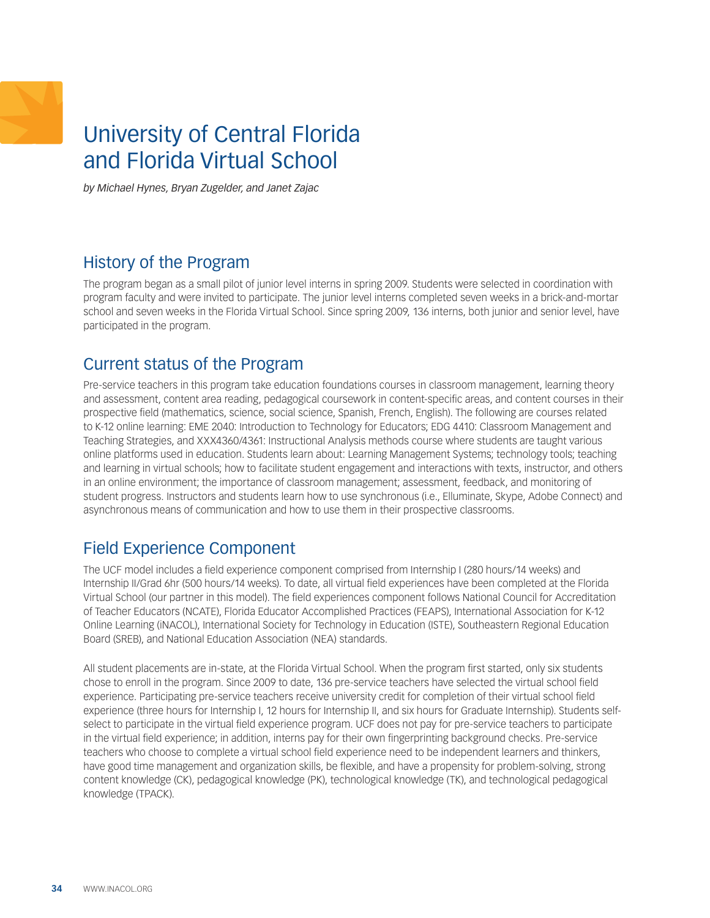# University of Central Florida and Florida Virtual School

*by Michael Hynes, Bryan Zugelder, and Janet Zajac*

## History of the Program

The program began as a small pilot of junior level interns in spring 2009. Students were selected in coordination with program faculty and were invited to participate. The junior level interns completed seven weeks in a brick-and-mortar school and seven weeks in the Florida Virtual School. Since spring 2009, 136 interns, both junior and senior level, have participated in the program.

## Current status of the Program

Pre-service teachers in this program take education foundations courses in classroom management, learning theory and assessment, content area reading, pedagogical coursework in content-specific areas, and content courses in their prospective field (mathematics, science, social science, Spanish, French, English). The following are courses related to K-12 online learning: EME 2040: Introduction to Technology for Educators; EDG 4410: Classroom Management and Teaching Strategies, and XXX4360/4361: Instructional Analysis methods course where students are taught various online platforms used in education. Students learn about: Learning Management Systems; technology tools; teaching and learning in virtual schools; how to facilitate student engagement and interactions with texts, instructor, and others in an online environment; the importance of classroom management; assessment, feedback, and monitoring of student progress. Instructors and students learn how to use synchronous (i.e., Elluminate, Skype, Adobe Connect) and asynchronous means of communication and how to use them in their prospective classrooms.

## Field Experience Component

The UCF model includes a field experience component comprised from Internship I (280 hours/14 weeks) and Internship II/Grad 6hr (500 hours/14 weeks). To date, all virtual field experiences have been completed at the Florida Virtual School (our partner in this model). The field experiences component follows National Council for Accreditation of Teacher Educators (NCATE), Florida Educator Accomplished Practices (FEAPS), International Association for K-12 Online Learning (iNACOL), International Society for Technology in Education (ISTE), Southeastern Regional Education Board (SREB), and National Education Association (NEA) standards.

All student placements are in-state, at the Florida Virtual School. When the program first started, only six students chose to enroll in the program. Since 2009 to date, 136 pre-service teachers have selected the virtual school field experience. Participating pre-service teachers receive university credit for completion of their virtual school field experience (three hours for Internship I, 12 hours for Internship II, and six hours for Graduate Internship). Students self-select to participate in the virtual field experience program. UCF does not pay for pre-service teachers to participate in the virtual field experience; in addition, interns pay for their own fingerprinting background checks. Pre-service teachers who choose to complete a virtual school field experience need to be independent learners and thinkers, have good time management and organization skills, be flexible, and have a propensity for problem-solving, strong content knowledge (CK), pedagogical knowledge (PK), technological knowledge (TK), and technological pedagogical knowledge (TPACK).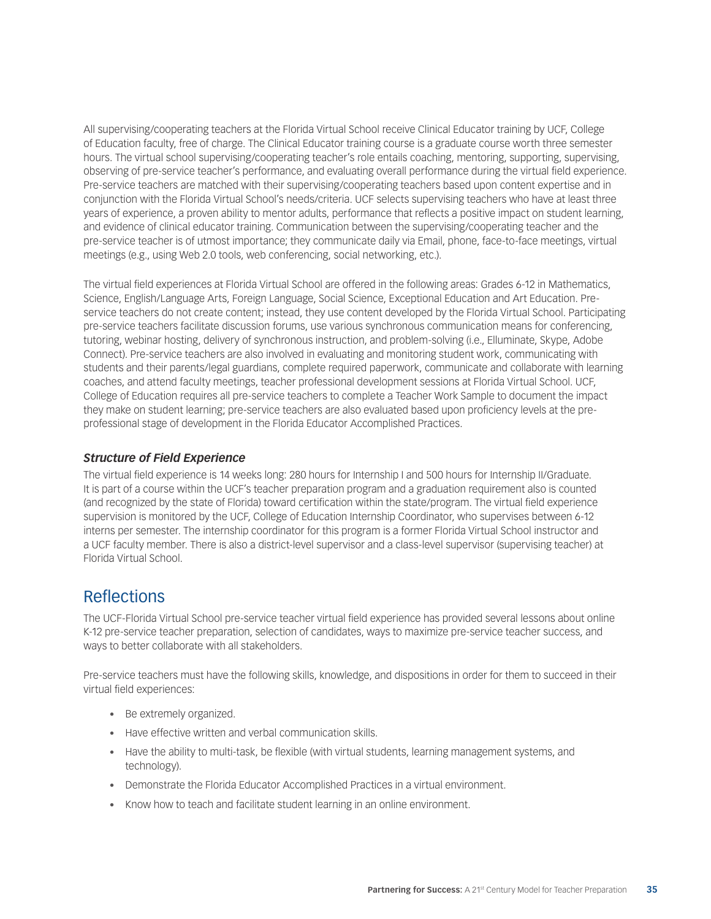All supervising/cooperating teachers at the Florida Virtual School receive Clinical Educator training by UCF, College of Education faculty, free of charge. The Clinical Educator training course is a graduate course worth three semester hours. The virtual school supervising/cooperating teacher's role entails coaching, mentoring, supporting, supervising, observing of pre-service teacher's performance, and evaluating overall performance during the virtual field experience. Pre-service teachers are matched with their supervising/cooperating teachers based upon content expertise and in conjunction with the Florida Virtual School's needs/criteria. UCF selects supervising teachers who have at least three years of experience, a proven ability to mentor adults, performance that reflects a positive impact on student learning, and evidence of clinical educator training. Communication between the supervising/cooperating teacher and the pre-service teacher is of utmost importance; they communicate daily via Email, phone, face-to-face meetings, virtual meetings (e.g., using Web 2.0 tools, web conferencing, social networking, etc.).

The virtual field experiences at Florida Virtual School are offered in the following areas: Grades 6-12 in Mathematics, Science, English/Language Arts, Foreign Language, Social Science, Exceptional Education and Art Education. Pre-service teachers do not create content; instead, they use content developed by the Florida Virtual School. Participating pre-service teachers facilitate discussion forums, use various synchronous communication means for conferencing, tutoring, webinar hosting, delivery of synchronous instruction, and problem-solving (i.e., Elluminate, Skype, Adobe Connect). Pre-service teachers are also involved in evaluating and monitoring student work, communicating with students and their parents/legal guardians, complete required paperwork, communicate and collaborate with learning coaches, and attend faculty meetings, teacher professional development sessions at Florida Virtual School. UCF, College of Education requires all pre-service teachers to complete a Teacher Work Sample to document the impact they make on student learning; pre-service teachers are also evaluated based upon proficiency levels at the pre-professional stage of development in the Florida Educator Accomplished Practices.

### *Structure of Field Experience*

The virtual field experience is 14 weeks long: 280 hours for Internship I and 500 hours for Internship II/Graduate. It is part of a course within the UCF's teacher preparation program and a graduation requirement also is counted (and recognized by the state of Florida) toward certification within the state/program. The virtual field experience supervision is monitored by the UCF, College of Education Internship Coordinator, who supervises between 6-12 interns per semester. The internship coordinator for this program is a former Florida Virtual School instructor and a UCF faculty member. There is also a district-level supervisor and a class-level supervisor (supervising teacher) at Florida Virtual School.

## Reflections

The UCF-Florida Virtual School pre-service teacher virtual field experience has provided several lessons about online K-12 pre-service teacher preparation, selection of candidates, ways to maximize pre-service teacher success, and ways to better collaborate with all stakeholders.

Pre-service teachers must have the following skills, knowledge, and dispositions in order for them to succeed in their virtual field experiences:

- Be extremely organized.
- Have effective written and verbal communication skills.
- Have the ability to multi-task, be flexible (with virtual students, learning management systems, and technology).
- Demonstrate the Florida Educator Accomplished Practices in a virtual environment.
- Know how to teach and facilitate student learning in an online environment.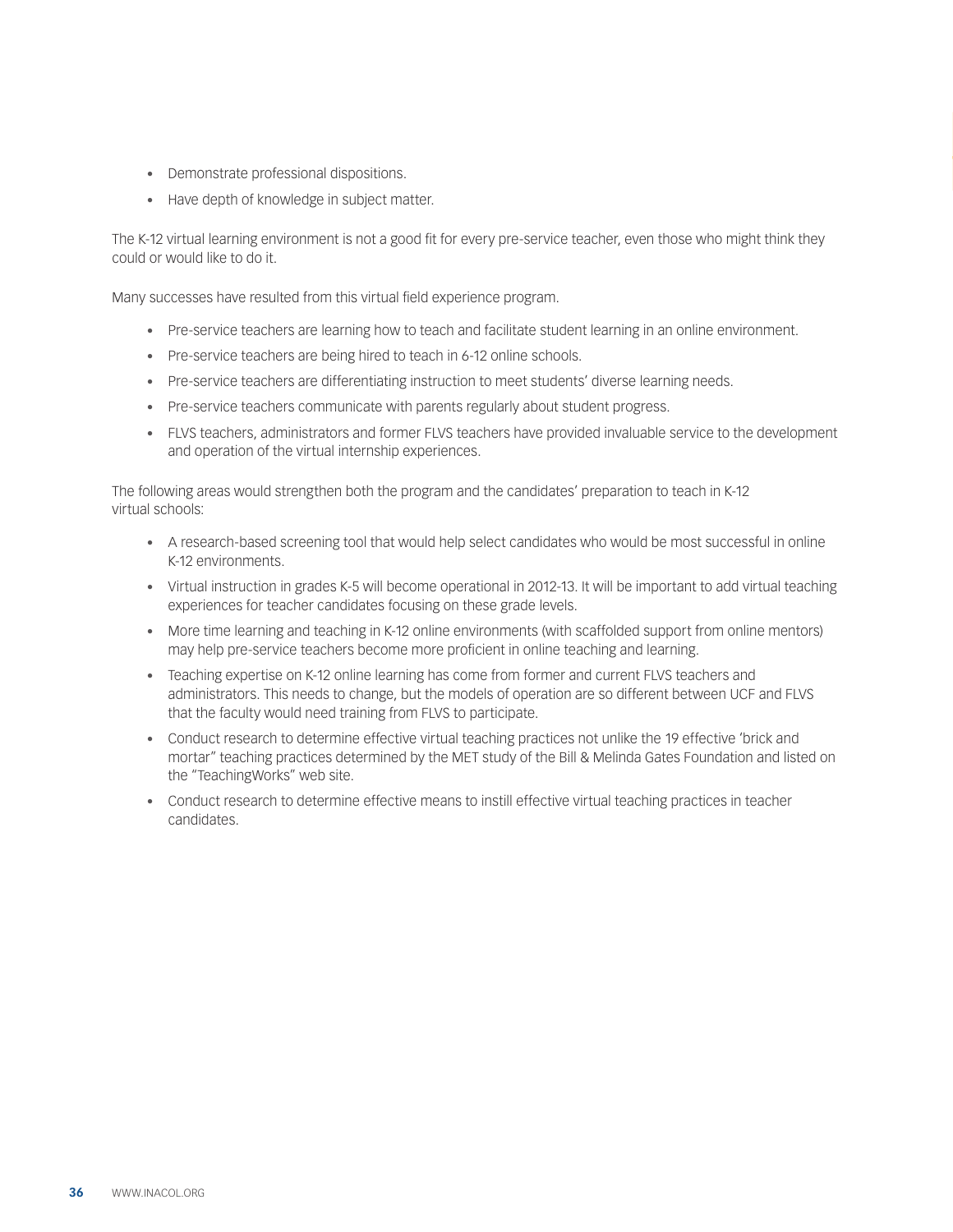- Demonstrate professional dispositions.
- Have depth of knowledge in subject matter.

The K-12 virtual learning environment is not a good fit for every pre-service teacher, even those who might think they could or would like to do it.

Many successes have resulted from this virtual field experience program.

- Pre-service teachers are learning how to teach and facilitate student learning in an online environment.
- Pre-service teachers are being hired to teach in 6-12 online schools.
- Pre-service teachers are differentiating instruction to meet students' diverse learning needs.
- Pre-service teachers communicate with parents regularly about student progress.
- FLVS teachers, administrators and former FLVS teachers have provided invaluable service to the development and operation of the virtual internship experiences.

The following areas would strengthen both the program and the candidates' preparation to teach in K-12 virtual schools:

- A research-based screening tool that would help select candidates who would be most successful in online K-12 environments.
- Virtual instruction in grades K-5 will become operational in 2012-13. It will be important to add virtual teaching experiences for teacher candidates focusing on these grade levels.
- More time learning and teaching in K-12 online environments (with scaffolded support from online mentors) may help pre-service teachers become more proficient in online teaching and learning.
- Teaching expertise on K-12 online learning has come from former and current FLVS teachers and administrators. This needs to change, but the models of operation are so different between UCF and FLVS that the faculty would need training from FLVS to participate.
- Conduct research to determine effective virtual teaching practices not unlike the 19 effective 'brick and mortar" teaching practices determined by the MET study of the Bill & Melinda Gates Foundation and listed on the "TeachingWorks" web site.
- Conduct research to determine effective means to instill effective virtual teaching practices in teacher candidates.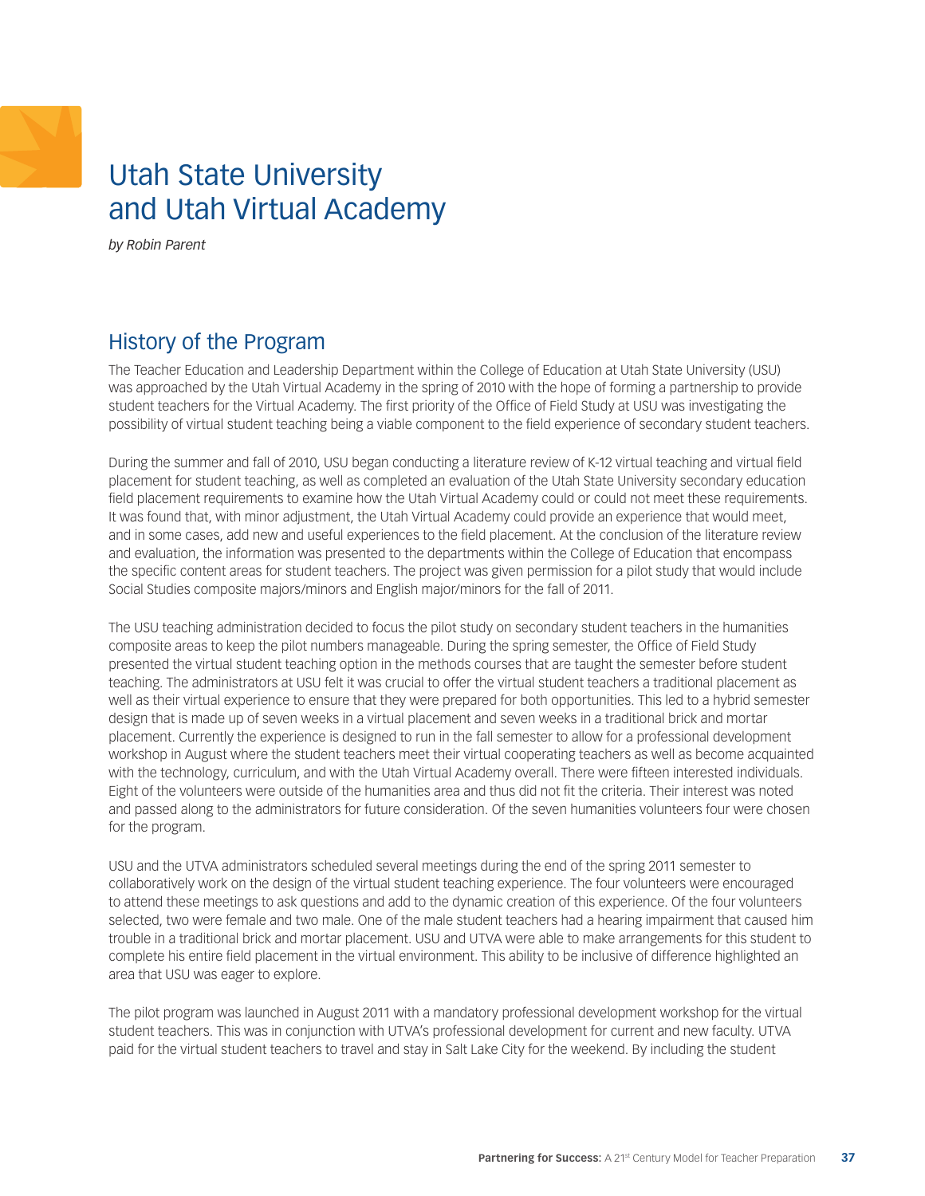# Utah State University and Utah Virtual Academy

*by Robin Parent*

## History of the Program

The Teacher Education and Leadership Department within the College of Education at Utah State University (USU) was approached by the Utah Virtual Academy in the spring of 2010 with the hope of forming a partnership to provide student teachers for the Virtual Academy. The first priority of the Office of Field Study at USU was investigating the possibility of virtual student teaching being a viable component to the field experience of secondary student teachers.

During the summer and fall of 2010, USU began conducting a literature review of K-12 virtual teaching and virtual field placement for student teaching, as well as completed an evaluation of the Utah State University secondary education field placement requirements to examine how the Utah Virtual Academy could or could not meet these requirements. It was found that, with minor adjustment, the Utah Virtual Academy could provide an experience that would meet, and in some cases, add new and useful experiences to the field placement. At the conclusion of the literature review and evaluation, the information was presented to the departments within the College of Education that encompass the specific content areas for student teachers. The project was given permission for a pilot study that would include Social Studies composite majors/minors and English major/minors for the fall of 2011.

The USU teaching administration decided to focus the pilot study on secondary student teachers in the humanities composite areas to keep the pilot numbers manageable. During the spring semester, the Office of Field Study presented the virtual student teaching option in the methods courses that are taught the semester before student teaching. The administrators at USU felt it was crucial to offer the virtual student teachers a traditional placement as well as their virtual experience to ensure that they were prepared for both opportunities. This led to a hybrid semester design that is made up of seven weeks in a virtual placement and seven weeks in a traditional brick and mortar placement. Currently the experience is designed to run in the fall semester to allow for a professional development workshop in August where the student teachers meet their virtual cooperating teachers as well as become acquainted with the technology, curriculum, and with the Utah Virtual Academy overall. There were fifteen interested individuals. Eight of the volunteers were outside of the humanities area and thus did not fit the criteria. Their interest was noted and passed along to the administrators for future consideration. Of the seven humanities volunteers four were chosen for the program.

USU and the UTVA administrators scheduled several meetings during the end of the spring 2011 semester to collaboratively work on the design of the virtual student teaching experience. The four volunteers were encouraged to attend these meetings to ask questions and add to the dynamic creation of this experience. Of the four volunteers selected, two were female and two male. One of the male student teachers had a hearing impairment that caused him trouble in a traditional brick and mortar placement. USU and UTVA were able to make arrangements for this student to complete his entire field placement in the virtual environment. This ability to be inclusive of difference highlighted an area that USU was eager to explore.

The pilot program was launched in August 2011 with a mandatory professional development workshop for the virtual student teachers. This was in conjunction with UTVA's professional development for current and new faculty. UTVA paid for the virtual student teachers to travel and stay in Salt Lake City for the weekend. By including the student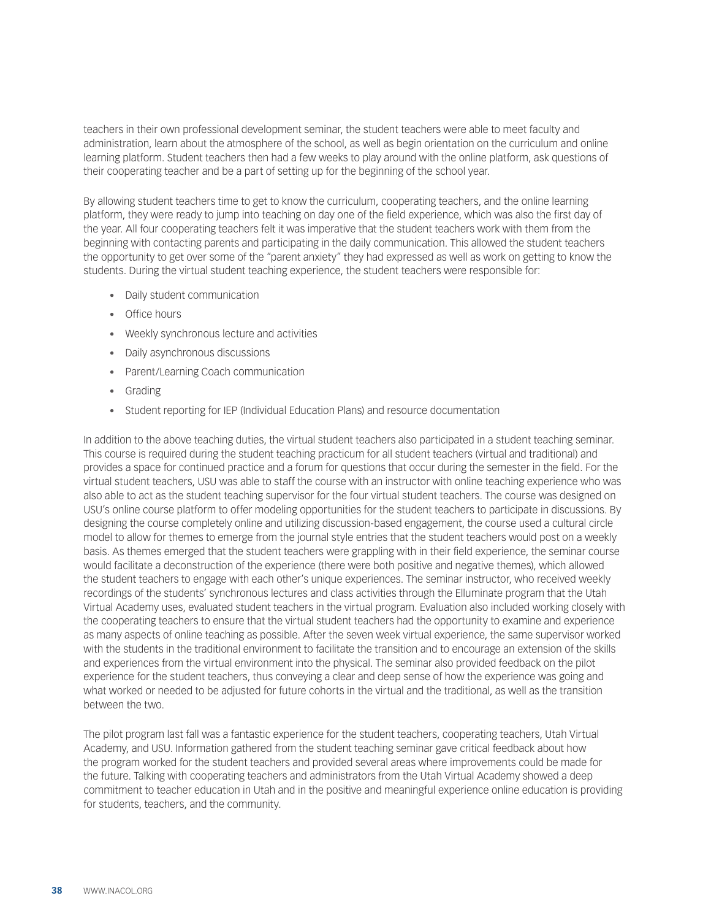teachers in their own professional development seminar, the student teachers were able to meet faculty and administration, learn about the atmosphere of the school, as well as begin orientation on the curriculum and online learning platform. Student teachers then had a few weeks to play around with the online platform, ask questions of their cooperating teacher and be a part of setting up for the beginning of the school year.

By allowing student teachers time to get to know the curriculum, cooperating teachers, and the online learning platform, they were ready to jump into teaching on day one of the field experience, which was also the first day of the year. All four cooperating teachers felt it was imperative that the student teachers work with them from the beginning with contacting parents and participating in the daily communication. This allowed the student teachers the opportunity to get over some of the "parent anxiety" they had expressed as well as work on getting to know the students. During the virtual student teaching experience, the student teachers were responsible for:

- Daily student communication
- Office hours
- Weekly synchronous lecture and activities
- Daily asynchronous discussions
- Parent/Learning Coach communication
- Grading
- Student reporting for IEP (Individual Education Plans) and resource documentation

In addition to the above teaching duties, the virtual student teachers also participated in a student teaching seminar. This course is required during the student teaching practicum for all student teachers (virtual and traditional) and provides a space for continued practice and a forum for questions that occur during the semester in the field. For the virtual student teachers, USU was able to staff the course with an instructor with online teaching experience who was also able to act as the student teaching supervisor for the four virtual student teachers. The course was designed on USU's online course platform to offer modeling opportunities for the student teachers to participate in discussions. By designing the course completely online and utilizing discussion-based engagement, the course used a cultural circle model to allow for themes to emerge from the journal style entries that the student teachers would post on a weekly basis. As themes emerged that the student teachers were grappling with in their field experience, the seminar course would facilitate a deconstruction of the experience (there were both positive and negative themes), which allowed the student teachers to engage with each other's unique experiences. The seminar instructor, who received weekly recordings of the students' synchronous lectures and class activities through the Elluminate program that the Utah Virtual Academy uses, evaluated student teachers in the virtual program. Evaluation also included working closely with the cooperating teachers to ensure that the virtual student teachers had the opportunity to examine and experience as many aspects of online teaching as possible. After the seven week virtual experience, the same supervisor worked with the students in the traditional environment to facilitate the transition and to encourage an extension of the skills and experiences from the virtual environment into the physical. The seminar also provided feedback on the pilot experience for the student teachers, thus conveying a clear and deep sense of how the experience was going and what worked or needed to be adjusted for future cohorts in the virtual and the traditional, as well as the transition between the two.

The pilot program last fall was a fantastic experience for the student teachers, cooperating teachers, Utah Virtual Academy, and USU. Information gathered from the student teaching seminar gave critical feedback about how the program worked for the student teachers and provided several areas where improvements could be made for the future. Talking with cooperating teachers and administrators from the Utah Virtual Academy showed a deep commitment to teacher education in Utah and in the positive and meaningful experience online education is providing for students, teachers, and the community.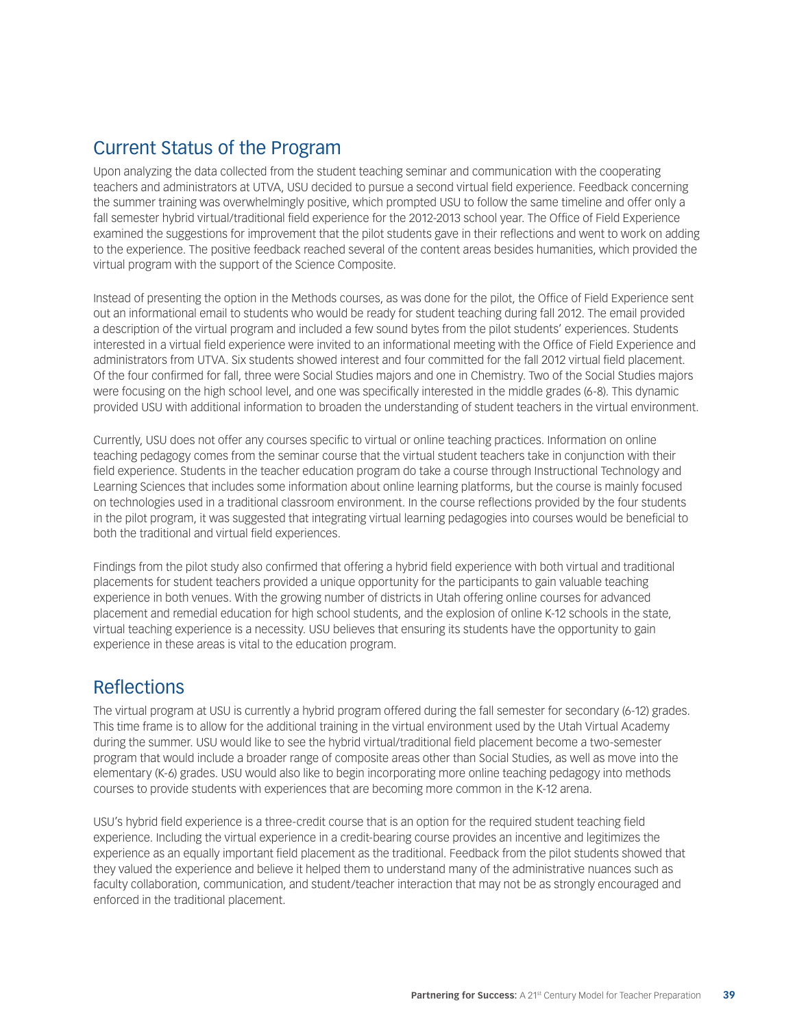## Current Status of the Program

Upon analyzing the data collected from the student teaching seminar and communication with the cooperating teachers and administrators at UTVA, USU decided to pursue a second virtual field experience. Feedback concerning the summer training was overwhelmingly positive, which prompted USU to follow the same timeline and offer only a fall semester hybrid virtual/traditional field experience for the 2012-2013 school year. The Office of Field Experience examined the suggestions for improvement that the pilot students gave in their reflections and went to work on adding to the experience. The positive feedback reached several of the content areas besides humanities, which provided the virtual program with the support of the Science Composite.

Instead of presenting the option in the Methods courses, as was done for the pilot, the Office of Field Experience sent out an informational email to students who would be ready for student teaching during fall 2012. The email provided a description of the virtual program and included a few sound bytes from the pilot students' experiences. Students interested in a virtual field experience were invited to an informational meeting with the Office of Field Experience and administrators from UTVA. Six students showed interest and four committed for the fall 2012 virtual field placement. Of the four confirmed for fall, three were Social Studies majors and one in Chemistry. Two of the Social Studies majors were focusing on the high school level, and one was specifically interested in the middle grades (6-8). This dynamic provided USU with additional information to broaden the understanding of student teachers in the virtual environment.

Currently, USU does not offer any courses specific to virtual or online teaching practices. Information on online teaching pedagogy comes from the seminar course that the virtual student teachers take in conjunction with their field experience. Students in the teacher education program do take a course through Instructional Technology and Learning Sciences that includes some information about online learning platforms, but the course is mainly focused on technologies used in a traditional classroom environment. In the course reflections provided by the four students in the pilot program, it was suggested that integrating virtual learning pedagogies into courses would be beneficial to both the traditional and virtual field experiences.

Findings from the pilot study also confirmed that offering a hybrid field experience with both virtual and traditional placements for student teachers provided a unique opportunity for the participants to gain valuable teaching experience in both venues. With the growing number of districts in Utah offering online courses for advanced placement and remedial education for high school students, and the explosion of online K-12 schools in the state, virtual teaching experience is a necessity. USU believes that ensuring its students have the opportunity to gain experience in these areas is vital to the education program.

## Reflections

The virtual program at USU is currently a hybrid program offered during the fall semester for secondary (6-12) grades. This time frame is to allow for the additional training in the virtual environment used by the Utah Virtual Academy during the summer. USU would like to see the hybrid virtual/traditional field placement become a two-semester program that would include a broader range of composite areas other than Social Studies, as well as move into the elementary (K-6) grades. USU would also like to begin incorporating more online teaching pedagogy into methods courses to provide students with experiences that are becoming more common in the K-12 arena.

USU's hybrid field experience is a three-credit course that is an option for the required student teaching field experience. Including the virtual experience in a credit-bearing course provides an incentive and legitimizes the experience as an equally important field placement as the traditional. Feedback from the pilot students showed that they valued the experience and believe it helped them to understand many of the administrative nuances such as faculty collaboration, communication, and student/teacher interaction that may not be as strongly encouraged and enforced in the traditional placement.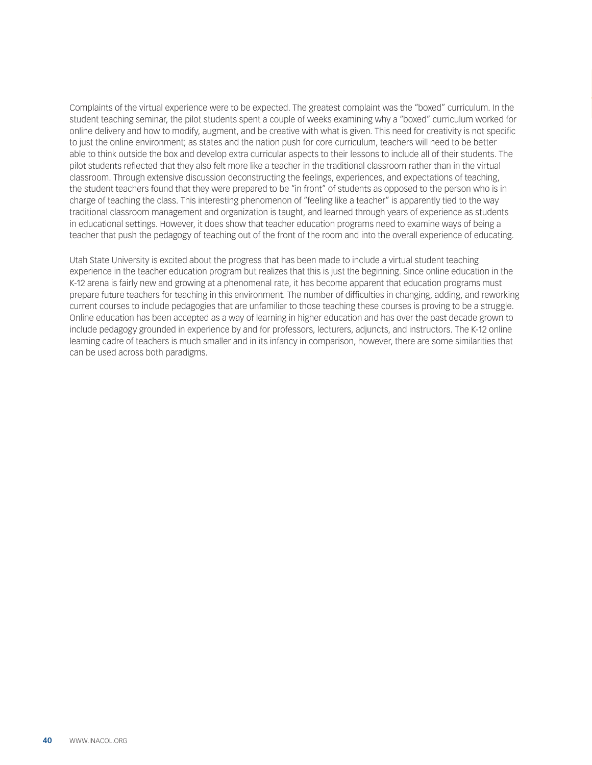Complaints of the virtual experience were to be expected. The greatest complaint was the “boxed” curriculum. In the student teaching seminar, the pilot students spent a couple of weeks examining why a “boxed” curriculum worked for online delivery and how to modify, augment, and be creative with what is given. This need for creativity is not specific to just the online environment; as states and the nation push for core curriculum, teachers will need to be better able to think outside the box and develop extra curricular aspects to their lessons to include all of their students. The pilot students reflected that they also felt more like a teacher in the traditional classroom rather than in the virtual classroom. Through extensive discussion deconstructing the feelings, experiences, and expectations of teaching, the student teachers found that they were prepared to be “in front” of students as opposed to the person who is in charge of teaching the class. This interesting phenomenon of ”feeling like a teacher” is apparently tied to the way traditional classroom management and organization is taught, and learned through years of experience as students in educational settings. However, it does show that teacher education programs need to examine ways of being a teacher that push the pedagogy of teaching out of the front of the room and into the overall experience of educating.

Utah State University is excited about the progress that has been made to include a virtual student teaching experience in the teacher education program but realizes that this is just the beginning. Since online education in the K-12 arena is fairly new and growing at a phenomenal rate, it has become apparent that education programs must prepare future teachers for teaching in this environment. The number of difficulties in changing, adding, and reworking current courses to include pedagogies that are unfamiliar to those teaching these courses is proving to be a struggle. Online education has been accepted as a way of learning in higher education and has over the past decade grown to include pedagogy grounded in experience by and for professors, lecturers, adjuncts, and instructors. The K-12 online learning cadre of teachers is much smaller and in its infancy in comparison, however, there are some similarities that can be used across both paradigms.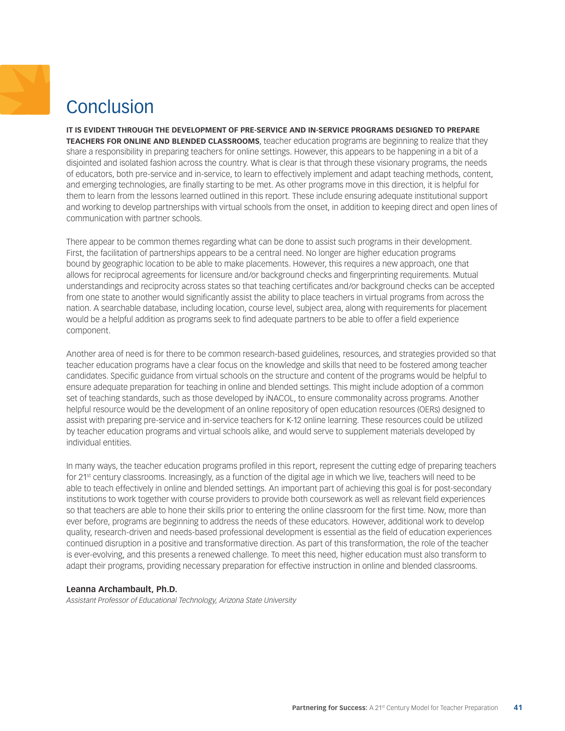# Conclusion

**IT IS EVIDENT THROUGH THE DEVELOPMENT OF PRE-SERVICE AND IN-SERVICE PROGRAMS DESIGNED TO PREPARE TEACHERS FOR ONLINE AND BLENDED CLASSROOMS**, teacher education programs are beginning to realize that they share a responsibility in preparing teachers for online settings. However, this appears to be happening in a bit of a disjointed and isolated fashion across the country. What is clear is that through these visionary programs, the needs of educators, both pre-service and in-service, to learn to effectively implement and adapt teaching methods, content, and emerging technologies, are finally starting to be met. As other programs move in this direction, it is helpful for them to learn from the lessons learned outlined in this report. These include ensuring adequate institutional support and working to develop partnerships with virtual schools from the onset, in addition to keeping direct and open lines of communication with partner schools.

There appear to be common themes regarding what can be done to assist such programs in their development. First, the facilitation of partnerships appears to be a central need. No longer are higher education programs bound by geographic location to be able to make placements. However, this requires a new approach, one that allows for reciprocal agreements for licensure and/or background checks and fingerprinting requirements. Mutual understandings and reciprocity across states so that teaching certificates and/or background checks can be accepted from one state to another would significantly assist the ability to place teachers in virtual programs from across the nation. A searchable database, including location, course level, subject area, along with requirements for placement would be a helpful addition as programs seek to find adequate partners to be able to offer a field experience component.

Another area of need is for there to be common research-based guidelines, resources, and strategies provided so that teacher education programs have a clear focus on the knowledge and skills that need to be fostered among teacher candidates. Specific guidance from virtual schools on the structure and content of the programs would be helpful to ensure adequate preparation for teaching in online and blended settings. This might include adoption of a common set of teaching standards, such as those developed by iNACOL, to ensure commonality across programs. Another helpful resource would be the development of an online repository of open education resources (OERs) designed to assist with preparing pre-service and in-service teachers for K-12 online learning. These resources could be utilized by teacher education programs and virtual schools alike, and would serve to supplement materials developed by individual entities.

In many ways, the teacher education programs profiled in this report, represent the cutting edge of preparing teachers for 21st century classrooms. Increasingly, as a function of the digital age in which we live, teachers will need to be able to teach effectively in online and blended settings. An important part of achieving this goal is for post-secondary institutions to work together with course providers to provide both coursework as well as relevant field experiences so that teachers are able to hone their skills prior to entering the online classroom for the first time. Now, more than ever before, programs are beginning to address the needs of these educators. However, additional work to develop quality, research-driven and needs-based professional development is essential as the field of education experiences continued disruption in a positive and transformative direction. As part of this transformation, the role of the teacher is ever-evolving, and this presents a renewed challenge. To meet this need, higher education must also transform to adapt their programs, providing necessary preparation for effective instruction in online and blended classrooms.

**Leanna Archambault, Ph.D.**
*Assistant Professor of Educational Technology, Arizona State University*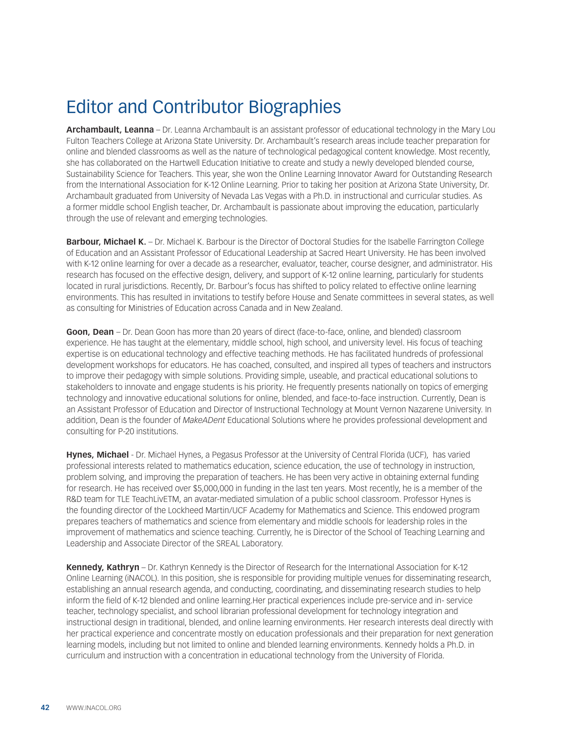# Editor and Contributor Biographies

**Archambault, Leanna** – Dr. Leanna Archambault is an assistant professor of educational technology in the Mary Lou Fulton Teachers College at Arizona State University. Dr. Archambault's research areas include teacher preparation for online and blended classrooms as well as the nature of technological pedagogical content knowledge. Most recently, she has collaborated on the Hartwell Education Initiative to create and study a newly developed blended course, Sustainability Science for Teachers. This year, she won the Online Learning Innovator Award for Outstanding Research from the International Association for K-12 Online Learning. Prior to taking her position at Arizona State University, Dr. Archambault graduated from University of Nevada Las Vegas with a Ph.D. in instructional and curricular studies. As a former middle school English teacher, Dr. Archambault is passionate about improving the education, particularly through the use of relevant and emerging technologies.

**Barbour, Michael K.** – Dr. Michael K. Barbour is the Director of Doctoral Studies for the Isabelle Farrington College of Education and an Assistant Professor of Educational Leadership at Sacred Heart University. He has been involved with K-12 online learning for over a decade as a researcher, evaluator, teacher, course designer, and administrator. His research has focused on the effective design, delivery, and support of K-12 online learning, particularly for students located in rural jurisdictions. Recently, Dr. Barbour's focus has shifted to policy related to effective online learning environments. This has resulted in invitations to testify before House and Senate committees in several states, as well as consulting for Ministries of Education across Canada and in New Zealand.

**Goon, Dean** – Dr. Dean Goon has more than 20 years of direct (face-to-face, online, and blended) classroom experience. He has taught at the elementary, middle school, high school, and university level. His focus of teaching expertise is on educational technology and effective teaching methods. He has facilitated hundreds of professional development workshops for educators. He has coached, consulted, and inspired all types of teachers and instructors to improve their pedagogy with simple solutions. Providing simple, useable, and practical educational solutions to stakeholders to innovate and engage students is his priority. He frequently presents nationally on topics of emerging technology and innovative educational solutions for online, blended, and face-to-face instruction. Currently, Dean is an Assistant Professor of Education and Director of Instructional Technology at Mount Vernon Nazarene University. In addition, Dean is the founder of *MakeADent* Educational Solutions where he provides professional development and consulting for P-20 institutions.

**Hynes, Michael** - Dr. Michael Hynes, a Pegasus Professor at the University of Central Florida (UCF), has varied professional interests related to mathematics education, science education, the use of technology in instruction, problem solving, and improving the preparation of teachers. He has been very active in obtaining external funding for research. He has received over $5,000,000 in funding in the last ten years. Most recently, he is a member of the R&D team for TLE TeachLivETM, an avatar-mediated simulation of a public school classroom. Professor Hynes is the founding director of the Lockheed Martin/UCF Academy for Mathematics and Science. This endowed program prepares teachers of mathematics and science from elementary and middle schools for leadership roles in the improvement of mathematics and science teaching. Currently, he is Director of the School of Teaching Learning and Leadership and Associate Director of the SREAL Laboratory.

**Kennedy, Kathryn** – Dr. Kathryn Kennedy is the Director of Research for the International Association for K-12 Online Learning (iNACOL). In this position, she is responsible for providing multiple venues for disseminating research, establishing an annual research agenda, and conducting, coordinating, and disseminating research studies to help inform the field of K-12 blended and online learning.Her practical experiences include pre-service and in- service teacher, technology specialist, and school librarian professional development for technology integration and instructional design in traditional, blended, and online learning environments. Her research interests deal directly with her practical experience and concentrate mostly on education professionals and their preparation for next generation learning models, including but not limited to online and blended learning environments. Kennedy holds a Ph.D. in curriculum and instruction with a concentration in educational technology from the University of Florida.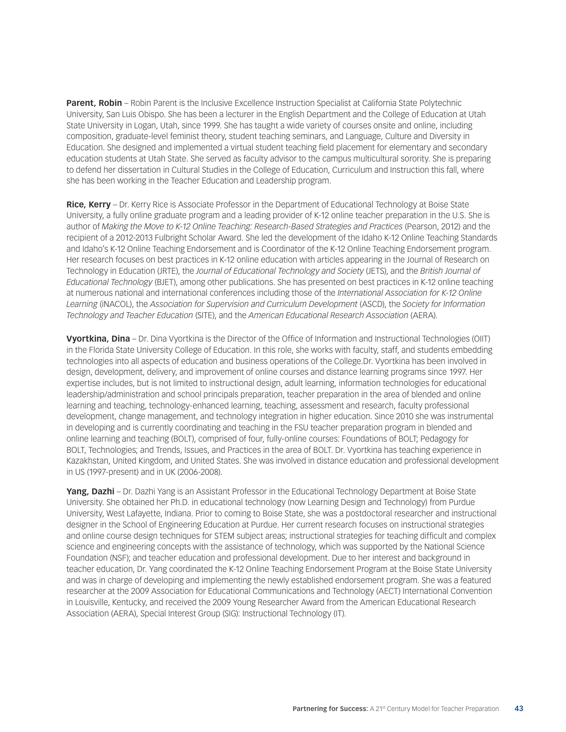**Parent, Robin** – Robin Parent is the Inclusive Excellence Instruction Specialist at California State Polytechnic University, San Luis Obispo. She has been a lecturer in the English Department and the College of Education at Utah State University in Logan, Utah, since 1999. She has taught a wide variety of courses onsite and online, including composition, graduate-level feminist theory, student teaching seminars, and Language, Culture and Diversity in Education. She designed and implemented a virtual student teaching field placement for elementary and secondary education students at Utah State. She served as faculty advisor to the campus multicultural sorority. She is preparing to defend her dissertation in Cultural Studies in the College of Education, Curriculum and Instruction this fall, where she has been working in the Teacher Education and Leadership program.

**Rice, Kerry** – Dr. Kerry Rice is Associate Professor in the Department of Educational Technology at Boise State University, a fully online graduate program and a leading provider of K-12 online teacher preparation in the U.S. She is author of *Making the Move to K-12 Online Teaching: Research-Based Strategies and Practices* (Pearson, 2012) and the recipient of a 2012-2013 Fulbright Scholar Award. She led the development of the Idaho K-12 Online Teaching Standards and Idaho's K-12 Online Teaching Endorsement and is Coordinator of the K-12 Online Teaching Endorsement program. Her research focuses on best practices in K-12 online education with articles appearing in the Journal of Research on Technology in Education (JRTE), the *Journal of Educational Technology and Society* (JETS), and the *British Journal of Educational Technology* (BJET), among other publications. She has presented on best practices in K-12 online teaching at numerous national and international conferences including those of the *International Association for K-12 Online Learning* (iNACOL), the *Association for Supervision and Curriculum Development* (ASCD), the *Society for Information Technology and Teacher Education* (SITE), and the *American Educational Research Association* (AERA).

**Vyortkina, Dina** – Dr. Dina Vyortkina is the Director of the Office of Information and Instructional Technologies (OIIT) in the Florida State University College of Education. In this role, she works with faculty, staff, and students embedding technologies into all aspects of education and business operations of the College.Dr. Vyortkina has been involved in design, development, delivery, and improvement of online courses and distance learning programs since 1997. Her expertise includes, but is not limited to instructional design, adult learning, information technologies for educational leadership/administration and school principals preparation, teacher preparation in the area of blended and online learning and teaching, technology-enhanced learning, teaching, assessment and research, faculty professional development, change management, and technology integration in higher education. Since 2010 she was instrumental in developing and is currently coordinating and teaching in the FSU teacher preparation program in blended and online learning and teaching (BOLT), comprised of four, fully-online courses: Foundations of BOLT; Pedagogy for BOLT, Technologies; and Trends, Issues, and Practices in the area of BOLT. Dr. Vyortkina has teaching experience in Kazakhstan, United Kingdom, and United States. She was involved in distance education and professional development in US (1997-present) and in UK (2006-2008).

**Yang, Dazhi** – Dr. Dazhi Yang is an Assistant Professor in the Educational Technology Department at Boise State University. She obtained her Ph.D. in educational technology (now Learning Design and Technology) from Purdue University, West Lafayette, Indiana. Prior to coming to Boise State, she was a postdoctoral researcher and instructional designer in the School of Engineering Education at Purdue. Her current research focuses on instructional strategies and online course design techniques for STEM subject areas; instructional strategies for teaching difficult and complex science and engineering concepts with the assistance of technology, which was supported by the National Science Foundation (NSF); and teacher education and professional development. Due to her interest and background in teacher education, Dr. Yang coordinated the K-12 Online Teaching Endorsement Program at the Boise State University and was in charge of developing and implementing the newly established endorsement program. She was a featured researcher at the 2009 Association for Educational Communications and Technology (AECT) International Convention in Louisville, Kentucky, and received the 2009 Young Researcher Award from the American Educational Research Association (AERA), Special Interest Group (SIG): Instructional Technology (IT).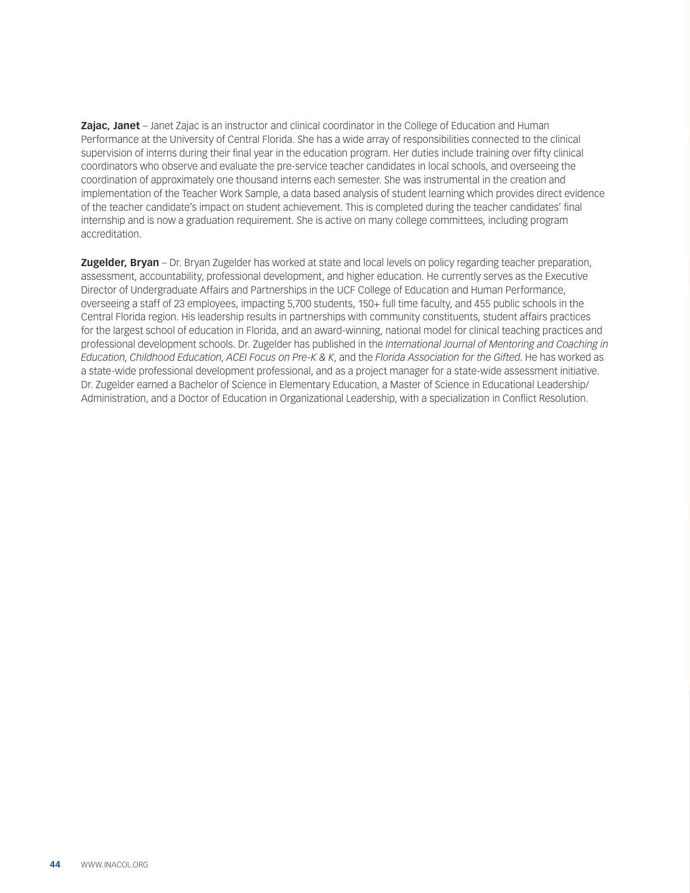**Zajac, Janet** – Janet Zajac is an instructor and clinical coordinator in the College of Education and Human Performance at the University of Central Florida. She has a wide array of responsibilities connected to the clinical supervision of interns during their final year in the education program. Her duties include training over fifty clinical coordinators who observe and evaluate the pre-service teacher candidates in local schools, and overseeing the coordination of approximately one thousand interns each semester. She was instrumental in the creation and implementation of the Teacher Work Sample, a data based analysis of student learning which provides direct evidence of the teacher candidate's impact on student achievement. This is completed during the teacher candidates' final internship and is now a graduation requirement. She is active on many college committees, including program accreditation.

**Zugelder, Bryan** – Dr. Bryan Zugelder has worked at state and local levels on policy regarding teacher preparation, assessment, accountability, professional development, and higher education. He currently serves as the Executive Director of Undergraduate Affairs and Partnerships in the UCF College of Education and Human Performance, overseeing a staff of 23 employees, impacting 5,700 students, 150+ full time faculty, and 455 public schools in the Central Florida region. His leadership results in partnerships with community constituents, student affairs practices for the largest school of education in Florida, and an award-winning, national model for clinical teaching practices and professional development schools. Dr. Zugelder has published in the *International Journal of Mentoring and Coaching in Education*, *Childhood Education*, *ACEI Focus on Pre-K & K*, and the *Florida Association for the Gifted*. He has worked as a state-wide professional development professional, and as a project manager for a state-wide assessment initiative. Dr. Zugelder earned a Bachelor of Science in Elementary Education, a Master of Science in Educational Leadership/Administration, and a Doctor of Education in Organizational Leadership, with a specialization in Conflict Resolution.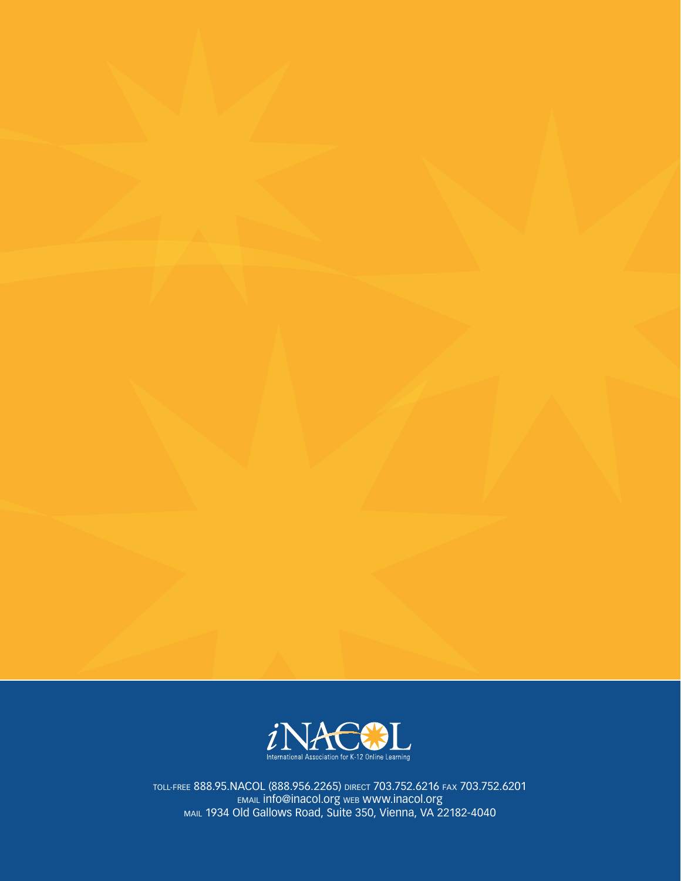iNACOL

International Association for K-12 Online Learning

TOLL-FREE 888.95.NACOL (888.956.2265) DIRECT 703.752.6216 FAX 703.752.6201
EMAIL info@inacol.org WEB www.inacol.org
MAIL 1934 Old Gallows Road, Suite 350, Vienna, VA 22182-4040